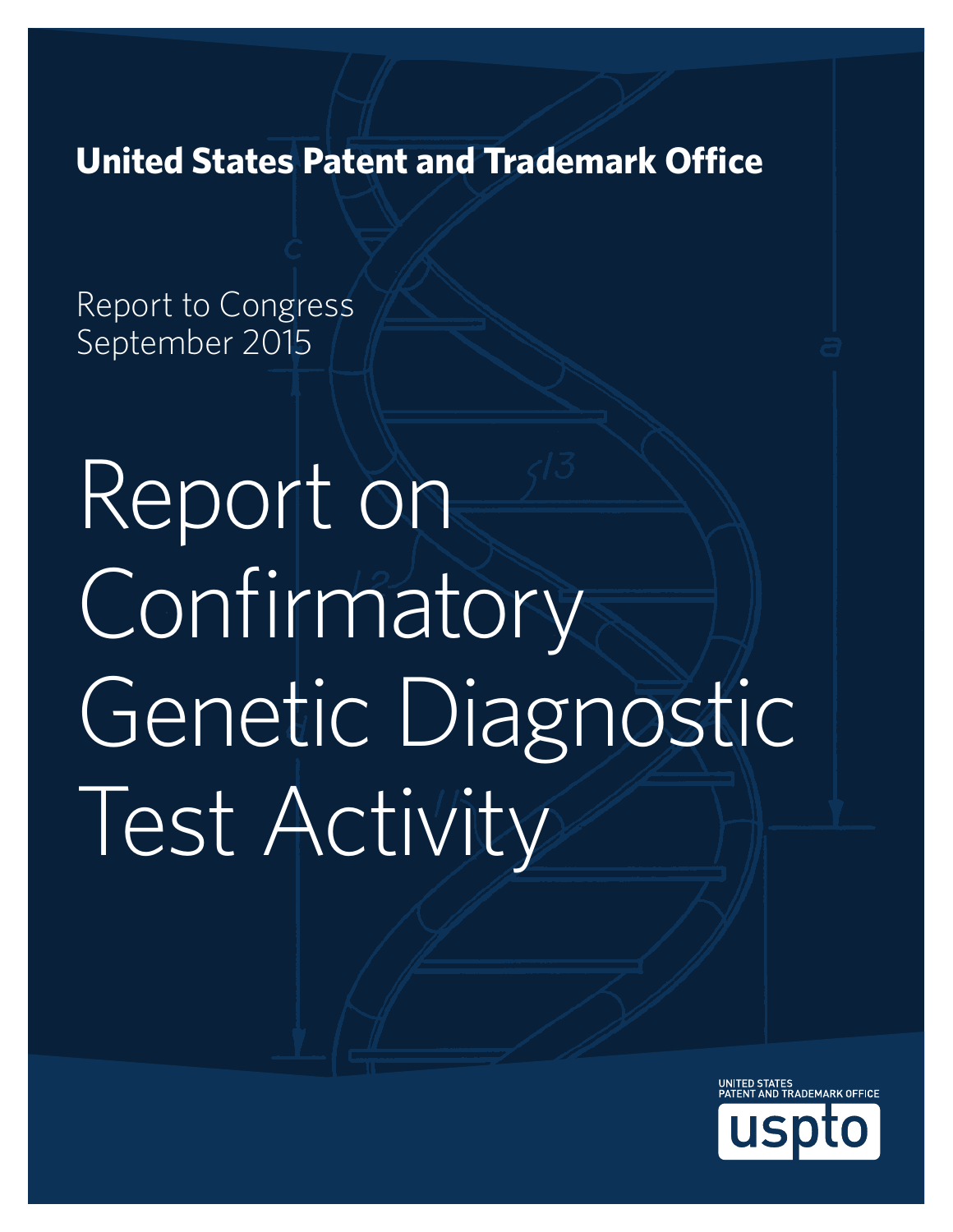**United States Patent and Trademark Office**

Report to Congress
September 2015

# Report on Confirmatory Genetic Diagnostic Test Activity

UNITED STATES
PATENT AND TRADEMARK OFFICE
uspto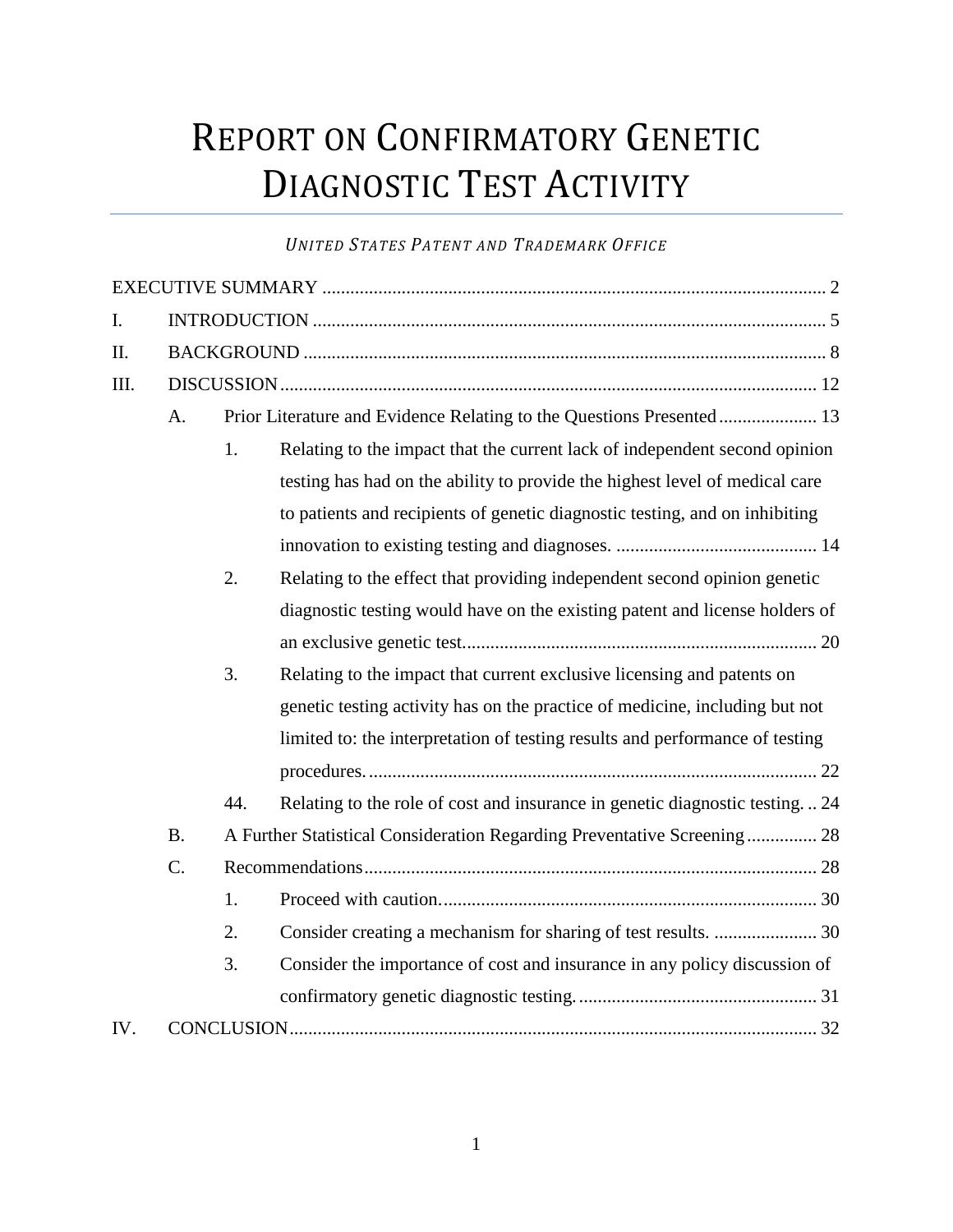# REPORT ON CONFIRMATORY GENETIC DIAGNOSTIC TEST ACTIVITY

*UNITED STATES PATENT AND TRADEMARK OFFICE*

EXECUTIVE SUMMARY ........................................................................................................... 2

I. INTRODUCTION ............................................................................................................. 5

II. BACKGROUND ............................................................................................................... 8

III. DISCUSSION .................................................................................................................. 12

- A. Prior Literature and Evidence Relating to the Questions Presented ..................... 13
  - 1. Relating to the impact that the current lack of independent second opinion testing has had on the ability to provide the highest level of medical care to patients and recipients of genetic diagnostic testing, and on inhibiting innovation to existing testing and diagnoses. ........................................... 14
  - 2. Relating to the effect that providing independent second opinion genetic diagnostic testing would have on the existing patent and license holders of an exclusive genetic test. .......................................................................... 20
  - 3. Relating to the impact that current exclusive licensing and patents on genetic testing activity has on the practice of medicine, including but not limited to: the interpretation of testing results and performance of testing procedures. ............................................................................................... 22
  - 44. Relating to the role of cost and insurance in genetic diagnostic testing. .. 24
- B. A Further Statistical Consideration Regarding Preventative Screening ............... 28
- C. Recommendations ................................................................................................. 28
  - 1. Proceed with caution. ................................................................................ 30
  - 2. Consider creating a mechanism for sharing of test results. ...................... 30
  - 3. Consider the importance of cost and insurance in any policy discussion of confirmatory genetic diagnostic testing. ................................................... 31

IV. CONCLUSION ................................................................................................................ 32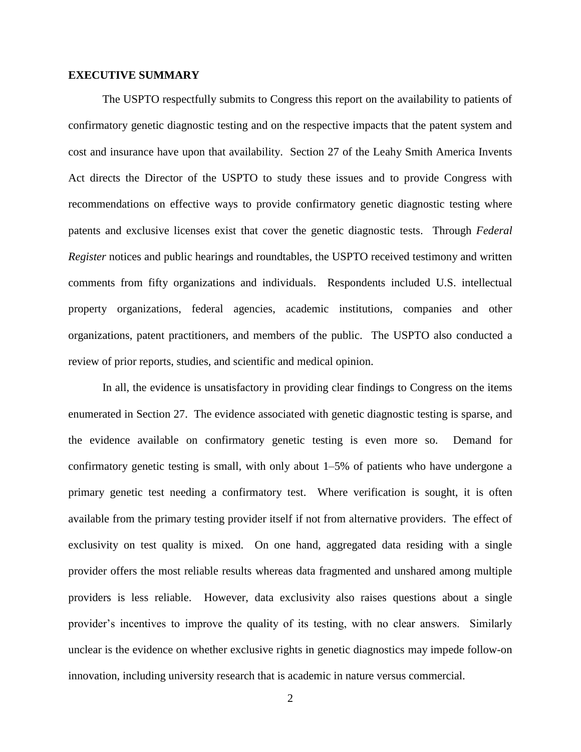## EXECUTIVE SUMMARY

The USPTO respectfully submits to Congress this report on the availability to patients of confirmatory genetic diagnostic testing and on the respective impacts that the patent system and cost and insurance have upon that availability. Section 27 of the Leahy Smith America Invents Act directs the Director of the USPTO to study these issues and to provide Congress with recommendations on effective ways to provide confirmatory genetic diagnostic testing where patents and exclusive licenses exist that cover the genetic diagnostic tests. Through *Federal Register* notices and public hearings and roundtables, the USPTO received testimony and written comments from fifty organizations and individuals. Respondents included U.S. intellectual property organizations, federal agencies, academic institutions, companies and other organizations, patent practitioners, and members of the public. The USPTO also conducted a review of prior reports, studies, and scientific and medical opinion.

In all, the evidence is unsatisfactory in providing clear findings to Congress on the items enumerated in Section 27. The evidence associated with genetic diagnostic testing is sparse, and the evidence available on confirmatory genetic testing is even more so. Demand for confirmatory genetic testing is small, with only about 1–5% of patients who have undergone a primary genetic test needing a confirmatory test. Where verification is sought, it is often available from the primary testing provider itself if not from alternative providers. The effect of exclusivity on test quality is mixed. On one hand, aggregated data residing with a single provider offers the most reliable results whereas data fragmented and unshared among multiple providers is less reliable. However, data exclusivity also raises questions about a single provider's incentives to improve the quality of its testing, with no clear answers. Similarly unclear is the evidence on whether exclusive rights in genetic diagnostics may impede follow-on innovation, including university research that is academic in nature versus commercial.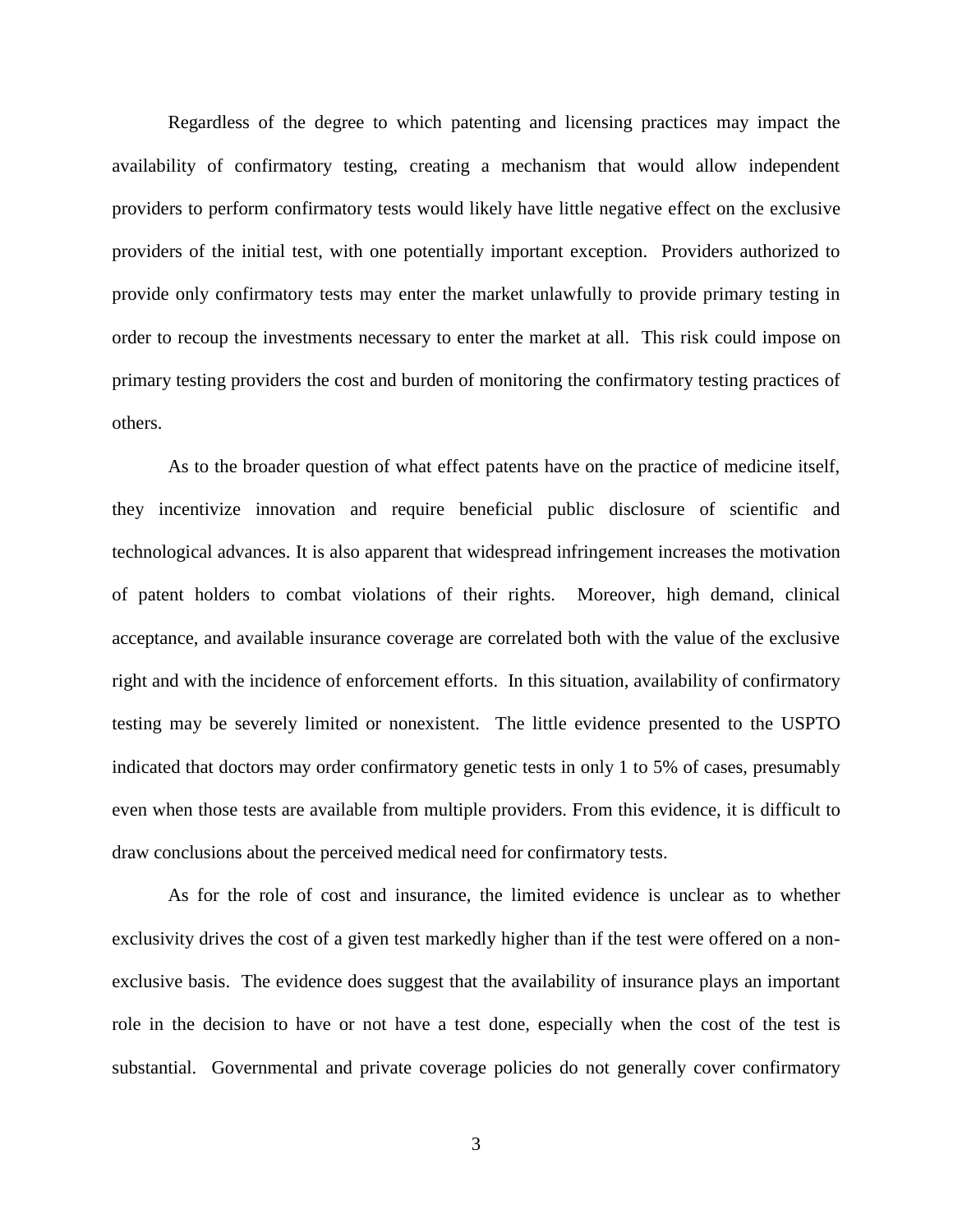Regardless of the degree to which patenting and licensing practices may impact the availability of confirmatory testing, creating a mechanism that would allow independent providers to perform confirmatory tests would likely have little negative effect on the exclusive providers of the initial test, with one potentially important exception. Providers authorized to provide only confirmatory tests may enter the market unlawfully to provide primary testing in order to recoup the investments necessary to enter the market at all. This risk could impose on primary testing providers the cost and burden of monitoring the confirmatory testing practices of others.

As to the broader question of what effect patents have on the practice of medicine itself, they incentivize innovation and require beneficial public disclosure of scientific and technological advances. It is also apparent that widespread infringement increases the motivation of patent holders to combat violations of their rights. Moreover, high demand, clinical acceptance, and available insurance coverage are correlated both with the value of the exclusive right and with the incidence of enforcement efforts. In this situation, availability of confirmatory testing may be severely limited or nonexistent. The little evidence presented to the USPTO indicated that doctors may order confirmatory genetic tests in only 1 to 5% of cases, presumably even when those tests are available from multiple providers. From this evidence, it is difficult to draw conclusions about the perceived medical need for confirmatory tests.

As for the role of cost and insurance, the limited evidence is unclear as to whether exclusivity drives the cost of a given test markedly higher than if the test were offered on a non-exclusive basis. The evidence does suggest that the availability of insurance plays an important role in the decision to have or not have a test done, especially when the cost of the test is substantial. Governmental and private coverage policies do not generally cover confirmatory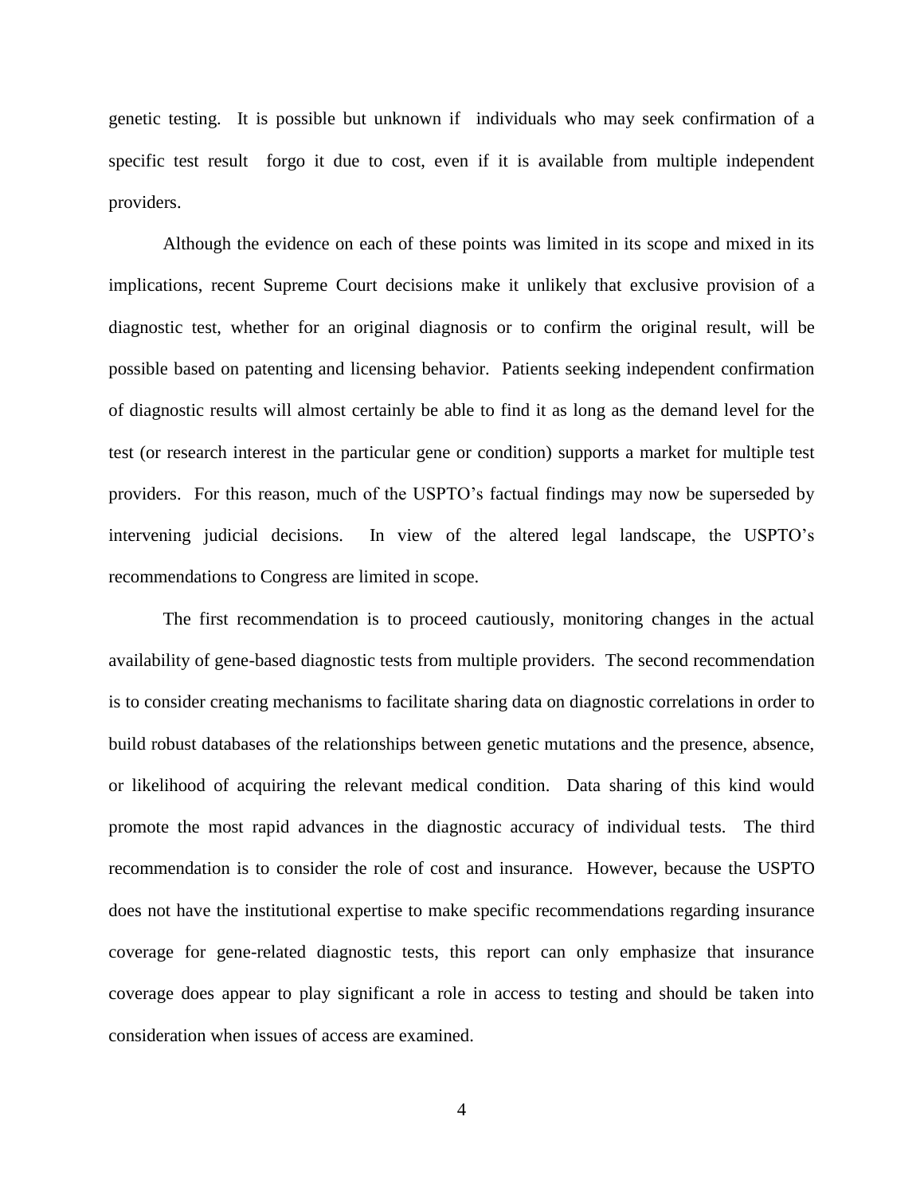genetic testing. It is possible but unknown if individuals who may seek confirmation of a specific test result forgo it due to cost, even if it is available from multiple independent providers.

Although the evidence on each of these points was limited in its scope and mixed in its implications, recent Supreme Court decisions make it unlikely that exclusive provision of a diagnostic test, whether for an original diagnosis or to confirm the original result, will be possible based on patenting and licensing behavior. Patients seeking independent confirmation of diagnostic results will almost certainly be able to find it as long as the demand level for the test (or research interest in the particular gene or condition) supports a market for multiple test providers. For this reason, much of the USPTO's factual findings may now be superseded by intervening judicial decisions. In view of the altered legal landscape, the USPTO's recommendations to Congress are limited in scope.

The first recommendation is to proceed cautiously, monitoring changes in the actual availability of gene-based diagnostic tests from multiple providers. The second recommendation is to consider creating mechanisms to facilitate sharing data on diagnostic correlations in order to build robust databases of the relationships between genetic mutations and the presence, absence, or likelihood of acquiring the relevant medical condition. Data sharing of this kind would promote the most rapid advances in the diagnostic accuracy of individual tests. The third recommendation is to consider the role of cost and insurance. However, because the USPTO does not have the institutional expertise to make specific recommendations regarding insurance coverage for gene-related diagnostic tests, this report can only emphasize that insurance coverage does appear to play significant a role in access to testing and should be taken into consideration when issues of access are examined.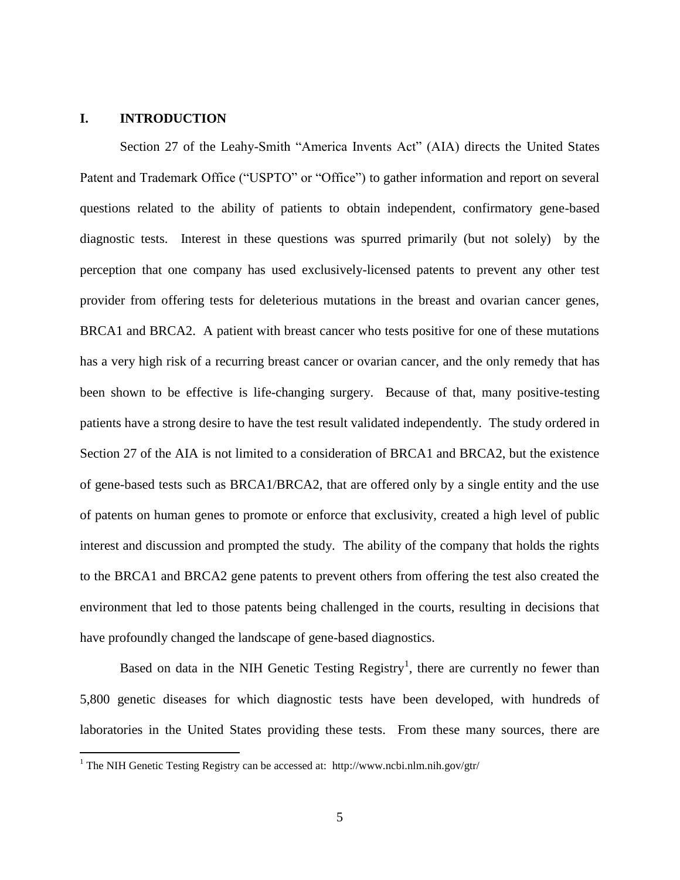## I. INTRODUCTION

Section 27 of the Leahy-Smith "America Invents Act" (AIA) directs the United States Patent and Trademark Office ("USPTO" or "Office") to gather information and report on several questions related to the ability of patients to obtain independent, confirmatory gene-based diagnostic tests. Interest in these questions was spurred primarily (but not solely) by the perception that one company has used exclusively-licensed patents to prevent any other test provider from offering tests for deleterious mutations in the breast and ovarian cancer genes, BRCA1 and BRCA2. A patient with breast cancer who tests positive for one of these mutations has a very high risk of a recurring breast cancer or ovarian cancer, and the only remedy that has been shown to be effective is life-changing surgery. Because of that, many positive-testing patients have a strong desire to have the test result validated independently. The study ordered in Section 27 of the AIA is not limited to a consideration of BRCA1 and BRCA2, but the existence of gene-based tests such as BRCA1/BRCA2, that are offered only by a single entity and the use of patents on human genes to promote or enforce that exclusivity, created a high level of public interest and discussion and prompted the study. The ability of the company that holds the rights to the BRCA1 and BRCA2 gene patents to prevent others from offering the test also created the environment that led to those patents being challenged in the courts, resulting in decisions that have profoundly changed the landscape of gene-based diagnostics.

Based on data in the NIH Genetic Testing Registry[1], there are currently no fewer than 5,800 genetic diseases for which diagnostic tests have been developed, with hundreds of laboratories in the United States providing these tests. From these many sources, there are

[1] The NIH Genetic Testing Registry can be accessed at: http://www.ncbi.nlm.nih.gov/gtr/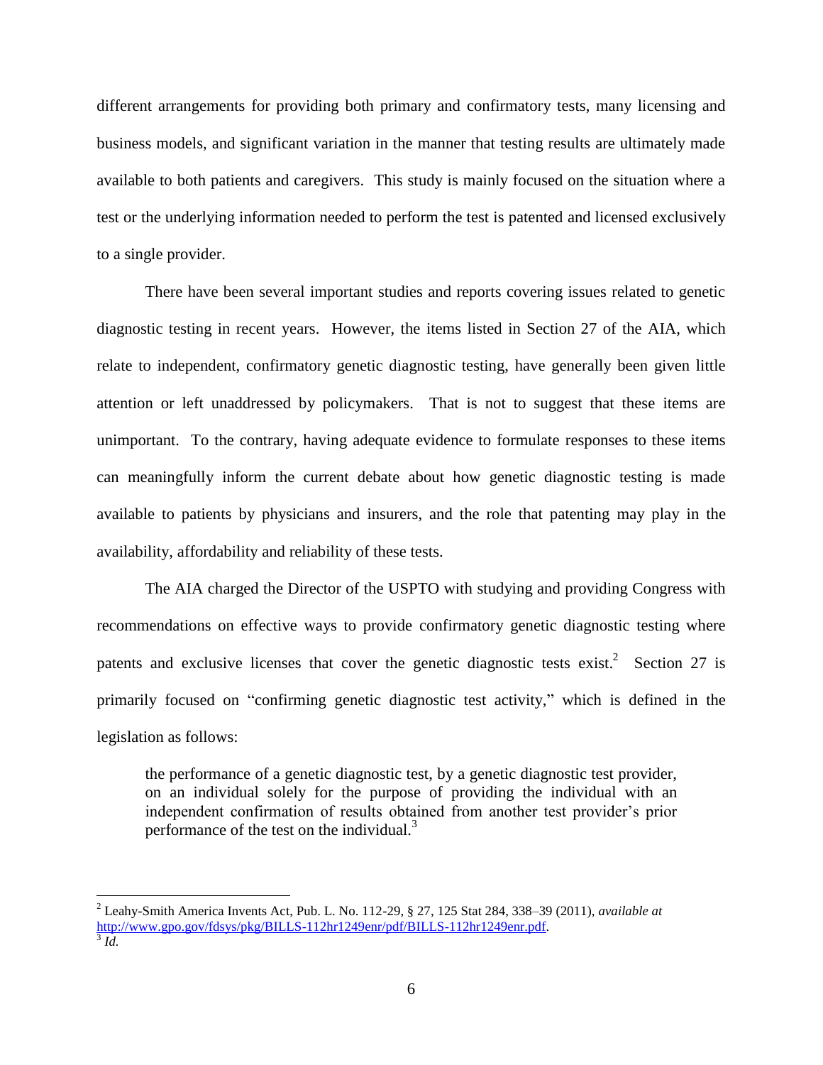different arrangements for providing both primary and confirmatory tests, many licensing and business models, and significant variation in the manner that testing results are ultimately made available to both patients and caregivers. This study is mainly focused on the situation where a test or the underlying information needed to perform the test is patented and licensed exclusively to a single provider.

There have been several important studies and reports covering issues related to genetic diagnostic testing in recent years. However, the items listed in Section 27 of the AIA, which relate to independent, confirmatory genetic diagnostic testing, have generally been given little attention or left unaddressed by policymakers. That is not to suggest that these items are unimportant. To the contrary, having adequate evidence to formulate responses to these items can meaningfully inform the current debate about how genetic diagnostic testing is made available to patients by physicians and insurers, and the role that patenting may play in the availability, affordability and reliability of these tests.

The AIA charged the Director of the USPTO with studying and providing Congress with recommendations on effective ways to provide confirmatory genetic diagnostic testing where patents and exclusive licenses that cover the genetic diagnostic tests exist.[2] Section 27 is primarily focused on "confirming genetic diagnostic test activity," which is defined in the legislation as follows:

> the performance of a genetic diagnostic test, by a genetic diagnostic test provider, on an individual solely for the purpose of providing the individual with an independent confirmation of results obtained from another test provider's prior performance of the test on the individual.[3]

---

[2] Leahy-Smith America Invents Act, Pub. L. No. 112-29, § 27, 125 Stat 284, 338–39 (2011), *available at* http://www.gpo.gov/fdsys/pkg/BILLS-112hr1249enr/pdf/BILLS-112hr1249enr.pdf.

[3] *Id.*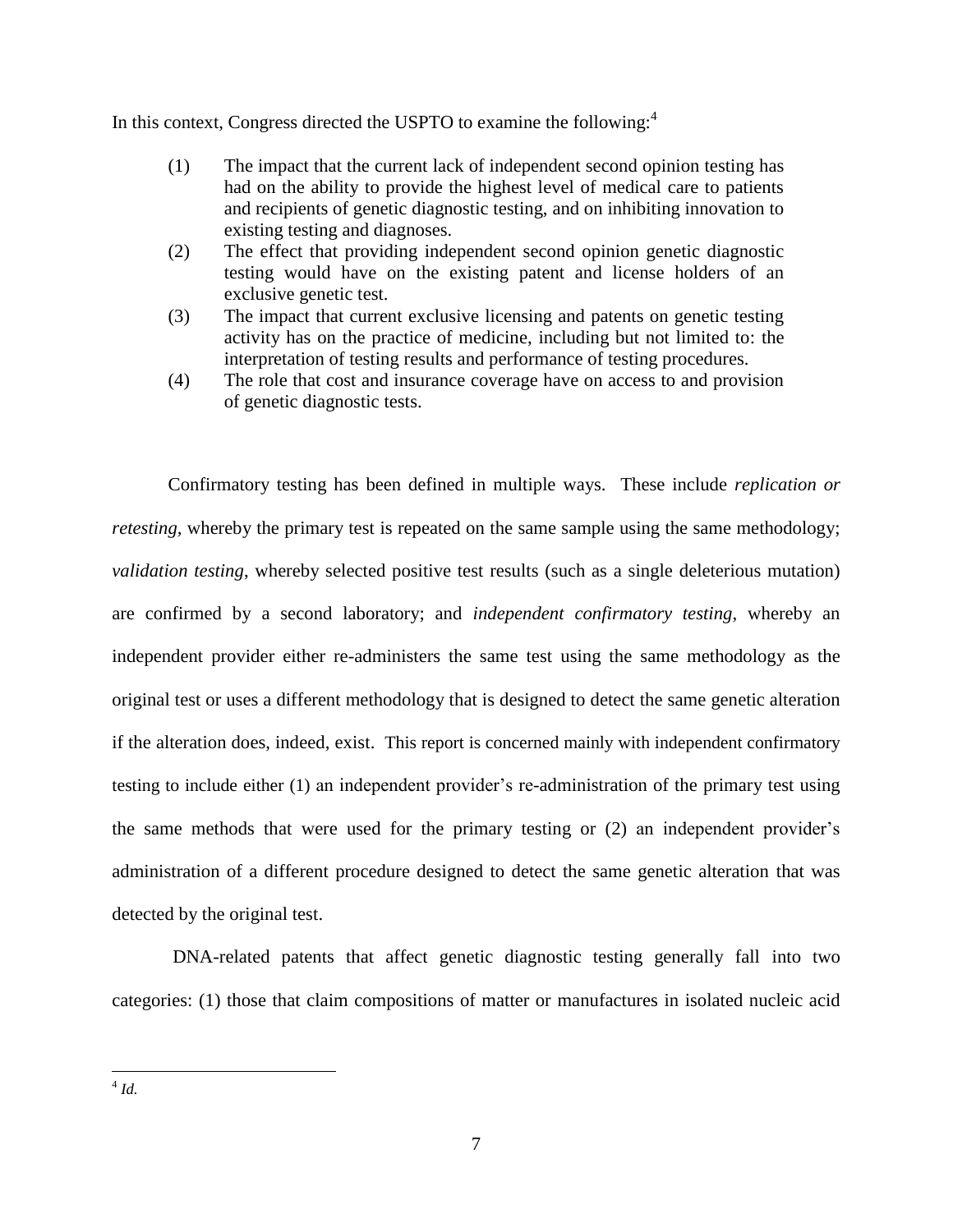In this context, Congress directed the USPTO to examine the following:[4]

(1) The impact that the current lack of independent second opinion testing has had on the ability to provide the highest level of medical care to patients and recipients of genetic diagnostic testing, and on inhibiting innovation to existing testing and diagnoses.

(2) The effect that providing independent second opinion genetic diagnostic testing would have on the existing patent and license holders of an exclusive genetic test.

(3) The impact that current exclusive licensing and patents on genetic testing activity has on the practice of medicine, including but not limited to: the interpretation of testing results and performance of testing procedures.

(4) The role that cost and insurance coverage have on access to and provision of genetic diagnostic tests.

Confirmatory testing has been defined in multiple ways. These include *replication or retesting*, whereby the primary test is repeated on the same sample using the same methodology; *validation testing*, whereby selected positive test results (such as a single deleterious mutation) are confirmed by a second laboratory; and *independent confirmatory testing*, whereby an independent provider either re-administers the same test using the same methodology as the original test or uses a different methodology that is designed to detect the same genetic alteration if the alteration does, indeed, exist. This report is concerned mainly with independent confirmatory testing to include either (1) an independent provider's re-administration of the primary test using the same methods that were used for the primary testing or (2) an independent provider's administration of a different procedure designed to detect the same genetic alteration that was detected by the original test.

DNA-related patents that affect genetic diagnostic testing generally fall into two categories: (1) those that claim compositions of matter or manufactures in isolated nucleic acid

---

[4] *Id.*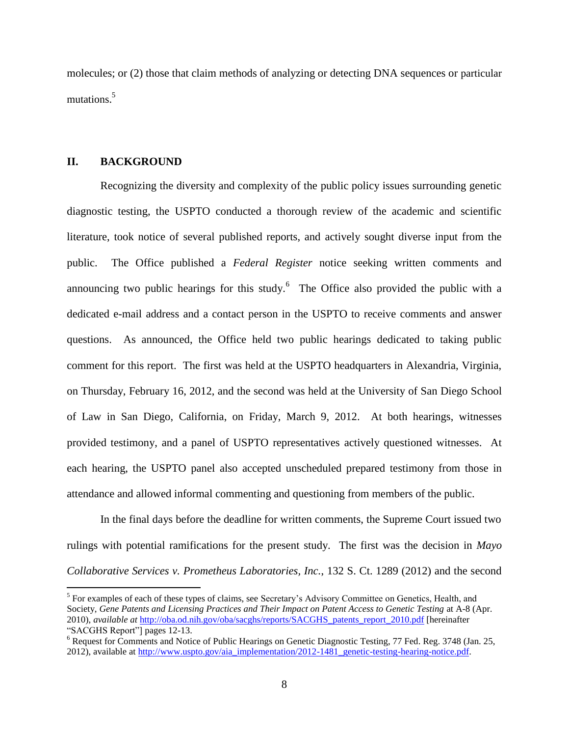molecules; or (2) those that claim methods of analyzing or detecting DNA sequences or particular mutations.[5]

## II. BACKGROUND

Recognizing the diversity and complexity of the public policy issues surrounding genetic diagnostic testing, the USPTO conducted a thorough review of the academic and scientific literature, took notice of several published reports, and actively sought diverse input from the public. The Office published a *Federal Register* notice seeking written comments and announcing two public hearings for this study.[6] The Office also provided the public with a dedicated e-mail address and a contact person in the USPTO to receive comments and answer questions. As announced, the Office held two public hearings dedicated to taking public comment for this report. The first was held at the USPTO headquarters in Alexandria, Virginia, on Thursday, February 16, 2012, and the second was held at the University of San Diego School of Law in San Diego, California, on Friday, March 9, 2012. At both hearings, witnesses provided testimony, and a panel of USPTO representatives actively questioned witnesses. At each hearing, the USPTO panel also accepted unscheduled prepared testimony from those in attendance and allowed informal commenting and questioning from members of the public.

In the final days before the deadline for written comments, the Supreme Court issued two rulings with potential ramifications for the present study. The first was the decision in *Mayo Collaborative Services v. Prometheus Laboratories, Inc.*, 132 S. Ct. 1289 (2012) and the second

---

[5] For examples of each of these types of claims, see Secretary's Advisory Committee on Genetics, Health, and Society, *Gene Patents and Licensing Practices and Their Impact on Patent Access to Genetic Testing* at A-8 (Apr. 2010), *available at* http://oba.od.nih.gov/oba/sacghs/reports/SACGHS_patents_report_2010.pdf [hereinafter "SACGHS Report"] pages 12-13.

[6] Request for Comments and Notice of Public Hearings on Genetic Diagnostic Testing, 77 Fed. Reg. 3748 (Jan. 25, 2012), available at http://www.uspto.gov/aia_implementation/2012-1481_genetic-testing-hearing-notice.pdf.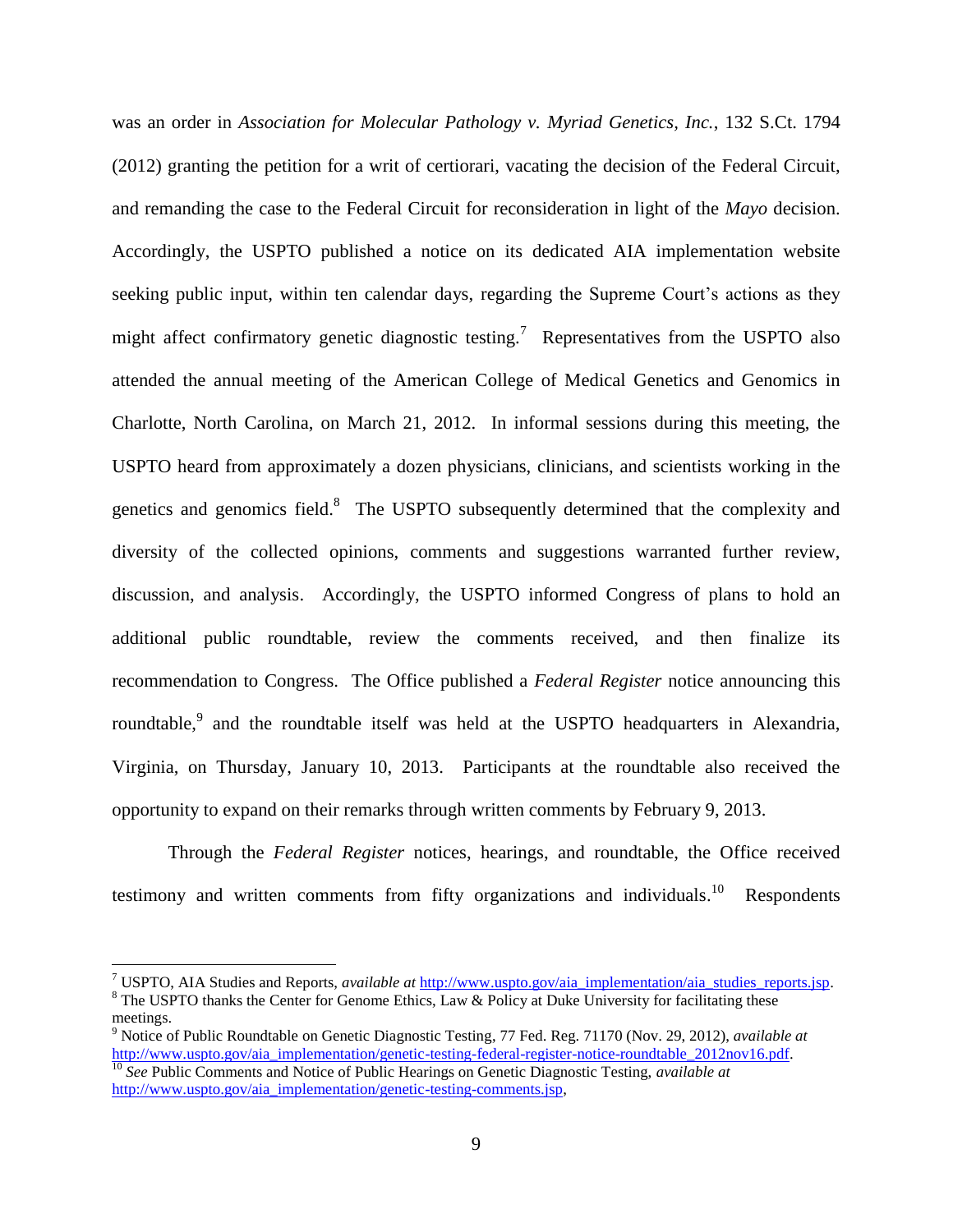was an order in *Association for Molecular Pathology v. Myriad Genetics, Inc.*, 132 S.Ct. 1794 (2012) granting the petition for a writ of certiorari, vacating the decision of the Federal Circuit, and remanding the case to the Federal Circuit for reconsideration in light of the *Mayo* decision. Accordingly, the USPTO published a notice on its dedicated AIA implementation website seeking public input, within ten calendar days, regarding the Supreme Court's actions as they might affect confirmatory genetic diagnostic testing.[7] Representatives from the USPTO also attended the annual meeting of the American College of Medical Genetics and Genomics in Charlotte, North Carolina, on March 21, 2012. In informal sessions during this meeting, the USPTO heard from approximately a dozen physicians, clinicians, and scientists working in the genetics and genomics field.[8] The USPTO subsequently determined that the complexity and diversity of the collected opinions, comments and suggestions warranted further review, discussion, and analysis. Accordingly, the USPTO informed Congress of plans to hold an additional public roundtable, review the comments received, and then finalize its recommendation to Congress. The Office published a *Federal Register* notice announcing this roundtable,[9] and the roundtable itself was held at the USPTO headquarters in Alexandria, Virginia, on Thursday, January 10, 2013. Participants at the roundtable also received the opportunity to expand on their remarks through written comments by February 9, 2013.

Through the *Federal Register* notices, hearings, and roundtable, the Office received testimony and written comments from fifty organizations and individuals.[10] Respondents

---

[7] USPTO, AIA Studies and Reports, *available at* http://www.uspto.gov/aia_implementation/aia_studies_reports.jsp.

[8] The USPTO thanks the Center for Genome Ethics, Law & Policy at Duke University for facilitating these meetings.

[9] Notice of Public Roundtable on Genetic Diagnostic Testing, 77 Fed. Reg. 71170 (Nov. 29, 2012), *available at* http://www.uspto.gov/aia_implementation/genetic-testing-federal-register-notice-roundtable_2012nov16.pdf.

[10] *See* Public Comments and Notice of Public Hearings on Genetic Diagnostic Testing, *available at* http://www.uspto.gov/aia_implementation/genetic-testing-comments.jsp,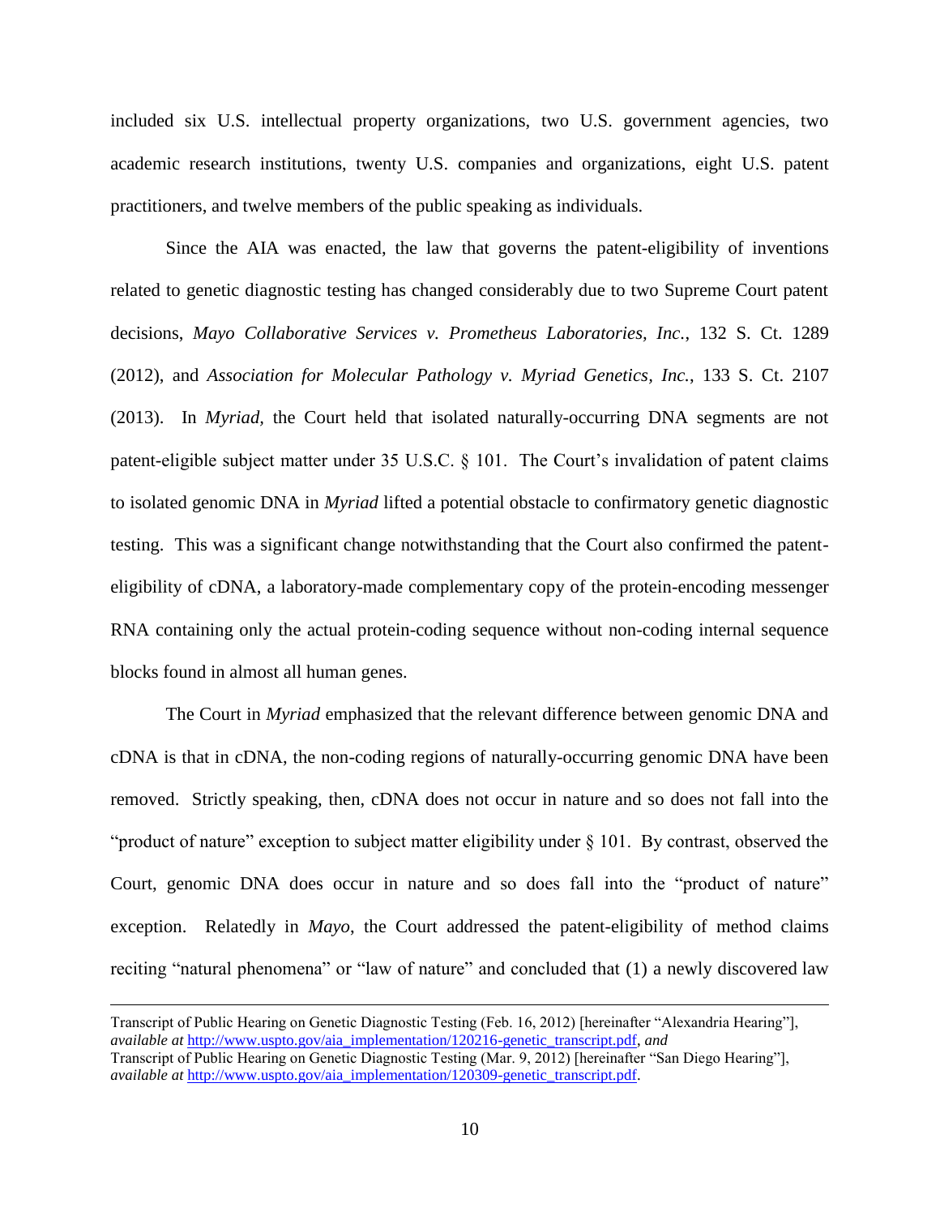included six U.S. intellectual property organizations, two U.S. government agencies, two academic research institutions, twenty U.S. companies and organizations, eight U.S. patent practitioners, and twelve members of the public speaking as individuals.

Since the AIA was enacted, the law that governs the patent-eligibility of inventions related to genetic diagnostic testing has changed considerably due to two Supreme Court patent decisions, *Mayo Collaborative Services v. Prometheus Laboratories, Inc.*, 132 S. Ct. 1289 (2012), and *Association for Molecular Pathology v. Myriad Genetics, Inc.*, 133 S. Ct. 2107 (2013). In *Myriad*, the Court held that isolated naturally-occurring DNA segments are not patent-eligible subject matter under 35 U.S.C. § 101. The Court's invalidation of patent claims to isolated genomic DNA in *Myriad* lifted a potential obstacle to confirmatory genetic diagnostic testing. This was a significant change notwithstanding that the Court also confirmed the patent-eligibility of cDNA, a laboratory-made complementary copy of the protein-encoding messenger RNA containing only the actual protein-coding sequence without non-coding internal sequence blocks found in almost all human genes.

The Court in *Myriad* emphasized that the relevant difference between genomic DNA and cDNA is that in cDNA, the non-coding regions of naturally-occurring genomic DNA have been removed. Strictly speaking, then, cDNA does not occur in nature and so does not fall into the "product of nature" exception to subject matter eligibility under § 101. By contrast, observed the Court, genomic DNA does occur in nature and so does fall into the "product of nature" exception. Relatedly in *Mayo*, the Court addressed the patent-eligibility of method claims reciting "natural phenomena" or "law of nature" and concluded that (1) a newly discovered law

---

Transcript of Public Hearing on Genetic Diagnostic Testing (Feb. 16, 2012) [hereinafter "Alexandria Hearing"], *available at* http://www.uspto.gov/aia_implementation/120216-genetic_transcript.pdf, *and* Transcript of Public Hearing on Genetic Diagnostic Testing (Mar. 9, 2012) [hereinafter "San Diego Hearing"], *available at* http://www.uspto.gov/aia_implementation/120309-genetic_transcript.pdf.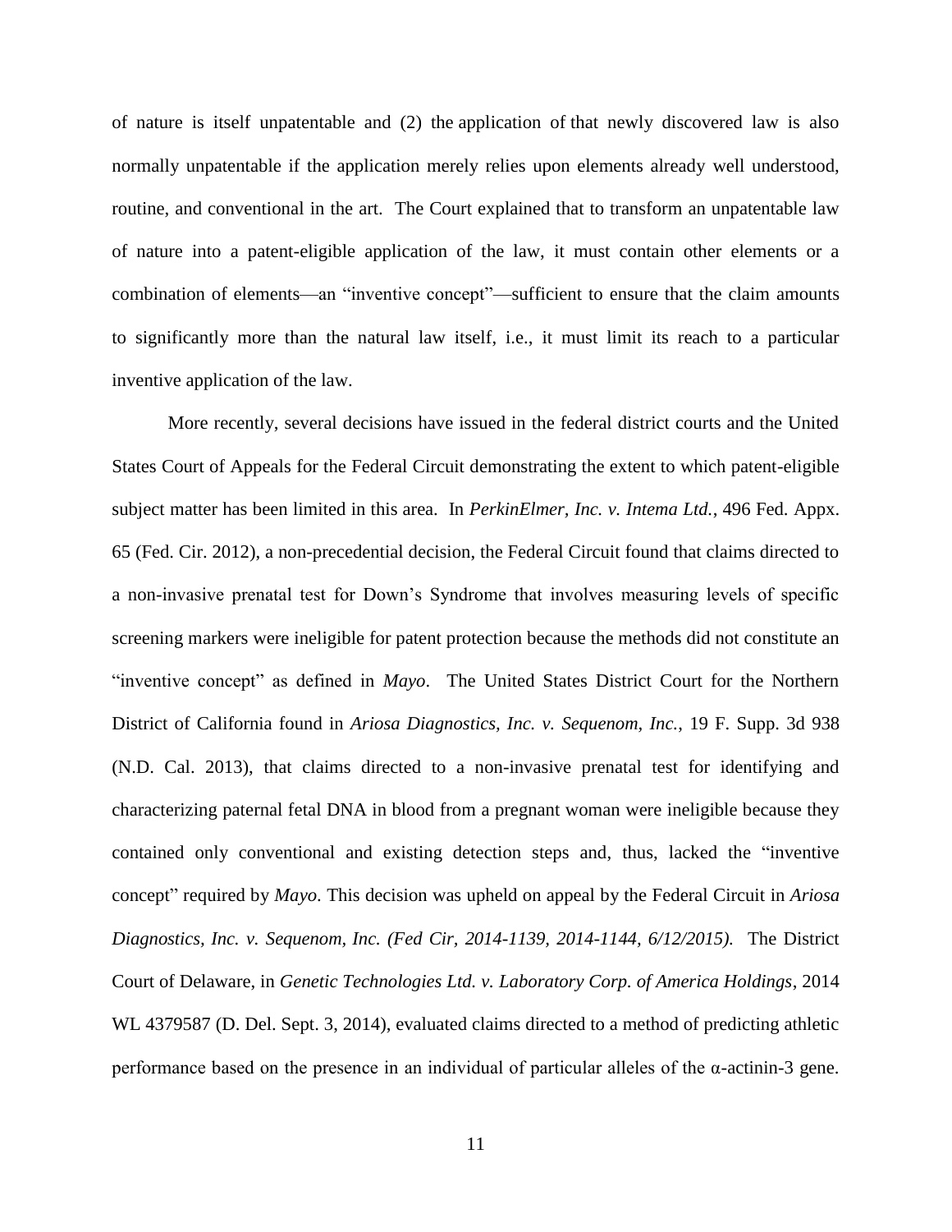of nature is itself unpatentable and (2) the application of that newly discovered law is also normally unpatentable if the application merely relies upon elements already well understood, routine, and conventional in the art. The Court explained that to transform an unpatentable law of nature into a patent-eligible application of the law, it must contain other elements or a combination of elements—an "inventive concept"—sufficient to ensure that the claim amounts to significantly more than the natural law itself, i.e., it must limit its reach to a particular inventive application of the law.

More recently, several decisions have issued in the federal district courts and the United States Court of Appeals for the Federal Circuit demonstrating the extent to which patent-eligible subject matter has been limited in this area. In *PerkinElmer, Inc. v. Intema Ltd.*, 496 Fed. Appx. 65 (Fed. Cir. 2012), a non-precedential decision, the Federal Circuit found that claims directed to a non-invasive prenatal test for Down's Syndrome that involves measuring levels of specific screening markers were ineligible for patent protection because the methods did not constitute an "inventive concept" as defined in *Mayo*. The United States District Court for the Northern District of California found in *Ariosa Diagnostics, Inc. v. Sequenom, Inc.*, 19 F. Supp. 3d 938 (N.D. Cal. 2013), that claims directed to a non-invasive prenatal test for identifying and characterizing paternal fetal DNA in blood from a pregnant woman were ineligible because they contained only conventional and existing detection steps and, thus, lacked the "inventive concept" required by *Mayo*. This decision was upheld on appeal by the Federal Circuit in *Ariosa Diagnostics, Inc. v. Sequenom, Inc. (Fed Cir, 2014-1139, 2014-1144, 6/12/2015).* The District Court of Delaware, in *Genetic Technologies Ltd. v. Laboratory Corp. of America Holdings*, 2014 WL 4379587 (D. Del. Sept. 3, 2014), evaluated claims directed to a method of predicting athletic performance based on the presence in an individual of particular alleles of the α-actinin-3 gene.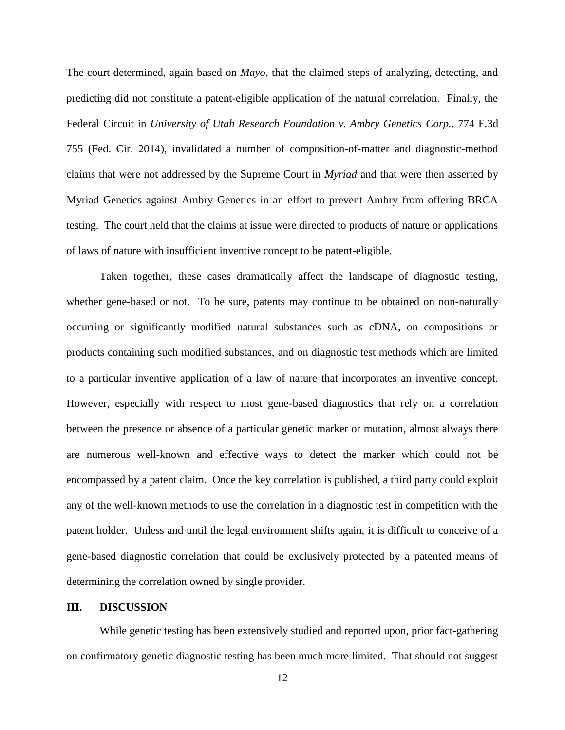The court determined, again based on *Mayo*, that the claimed steps of analyzing, detecting, and predicting did not constitute a patent-eligible application of the natural correlation. Finally, the Federal Circuit in *University of Utah Research Foundation v. Ambry Genetics Corp.*, 774 F.3d 755 (Fed. Cir. 2014), invalidated a number of composition-of-matter and diagnostic-method claims that were not addressed by the Supreme Court in *Myriad* and that were then asserted by Myriad Genetics against Ambry Genetics in an effort to prevent Ambry from offering BRCA testing. The court held that the claims at issue were directed to products of nature or applications of laws of nature with insufficient inventive concept to be patent-eligible.

Taken together, these cases dramatically affect the landscape of diagnostic testing, whether gene-based or not. To be sure, patents may continue to be obtained on non-naturally occurring or significantly modified natural substances such as cDNA, on compositions or products containing such modified substances, and on diagnostic test methods which are limited to a particular inventive application of a law of nature that incorporates an inventive concept. However, especially with respect to most gene-based diagnostics that rely on a correlation between the presence or absence of a particular genetic marker or mutation, almost always there are numerous well-known and effective ways to detect the marker which could not be encompassed by a patent claim. Once the key correlation is published, a third party could exploit any of the well-known methods to use the correlation in a diagnostic test in competition with the patent holder. Unless and until the legal environment shifts again, it is difficult to conceive of a gene-based diagnostic correlation that could be exclusively protected by a patented means of determining the correlation owned by single provider.

## III. DISCUSSION

While genetic testing has been extensively studied and reported upon, prior fact-gathering on confirmatory genetic diagnostic testing has been much more limited. That should not suggest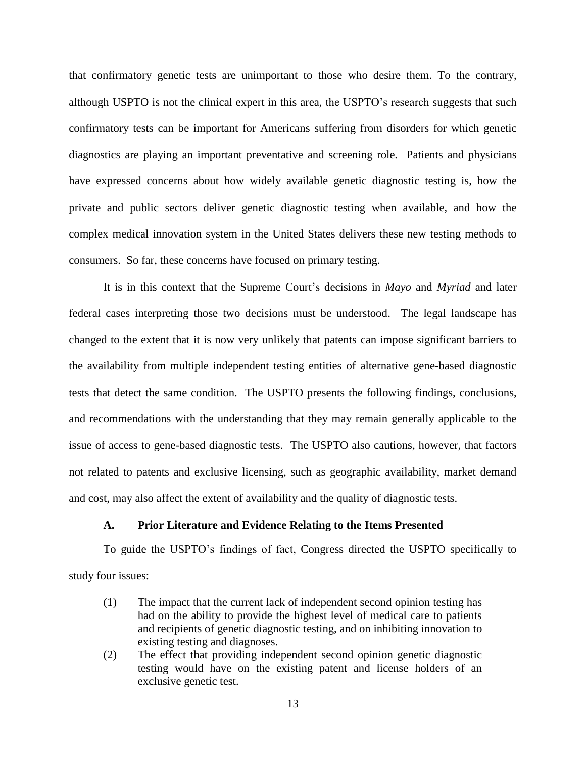that confirmatory genetic tests are unimportant to those who desire them. To the contrary, although USPTO is not the clinical expert in this area, the USPTO's research suggests that such confirmatory tests can be important for Americans suffering from disorders for which genetic diagnostics are playing an important preventative and screening role. Patients and physicians have expressed concerns about how widely available genetic diagnostic testing is, how the private and public sectors deliver genetic diagnostic testing when available, and how the complex medical innovation system in the United States delivers these new testing methods to consumers. So far, these concerns have focused on primary testing.

It is in this context that the Supreme Court's decisions in *Mayo* and *Myriad* and later federal cases interpreting those two decisions must be understood. The legal landscape has changed to the extent that it is now very unlikely that patents can impose significant barriers to the availability from multiple independent testing entities of alternative gene-based diagnostic tests that detect the same condition. The USPTO presents the following findings, conclusions, and recommendations with the understanding that they may remain generally applicable to the issue of access to gene-based diagnostic tests. The USPTO also cautions, however, that factors not related to patents and exclusive licensing, such as geographic availability, market demand and cost, may also affect the extent of availability and the quality of diagnostic tests.

### A. Prior Literature and Evidence Relating to the Items Presented

To guide the USPTO's findings of fact, Congress directed the USPTO specifically to study four issues:

(1) The impact that the current lack of independent second opinion testing has had on the ability to provide the highest level of medical care to patients and recipients of genetic diagnostic testing, and on inhibiting innovation to existing testing and diagnoses.

(2) The effect that providing independent second opinion genetic diagnostic testing would have on the existing patent and license holders of an exclusive genetic test.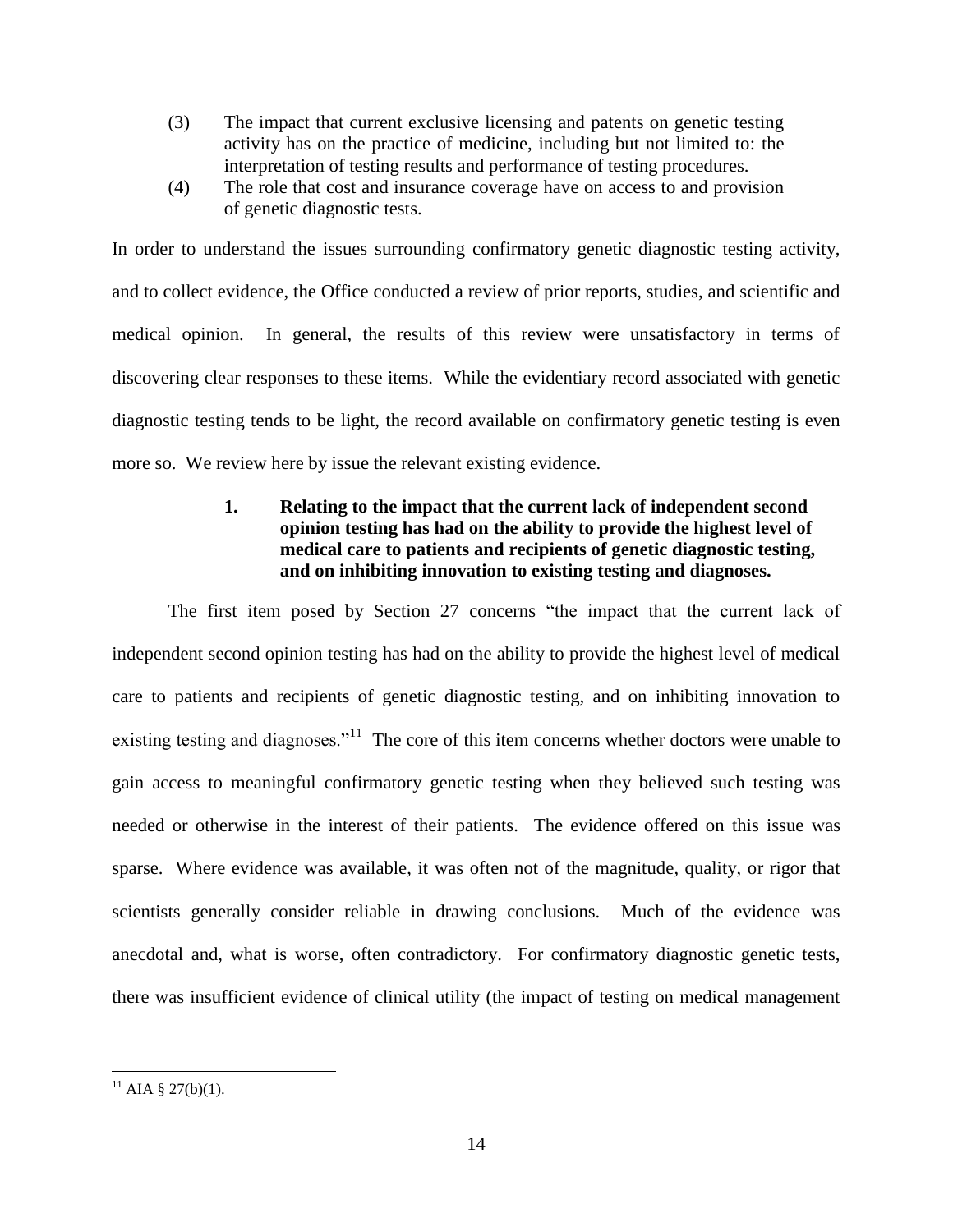(3) The impact that current exclusive licensing and patents on genetic testing activity has on the practice of medicine, including but not limited to: the interpretation of testing results and performance of testing procedures.

(4) The role that cost and insurance coverage have on access to and provision of genetic diagnostic tests.

In order to understand the issues surrounding confirmatory genetic diagnostic testing activity, and to collect evidence, the Office conducted a review of prior reports, studies, and scientific and medical opinion. In general, the results of this review were unsatisfactory in terms of discovering clear responses to these items. While the evidentiary record associated with genetic diagnostic testing tends to be light, the record available on confirmatory genetic testing is even more so. We review here by issue the relevant existing evidence.

### 1. Relating to the impact that the current lack of independent second opinion testing has had on the ability to provide the highest level of medical care to patients and recipients of genetic diagnostic testing, and on inhibiting innovation to existing testing and diagnoses.

The first item posed by Section 27 concerns "the impact that the current lack of independent second opinion testing has had on the ability to provide the highest level of medical care to patients and recipients of genetic diagnostic testing, and on inhibiting innovation to existing testing and diagnoses."[11] The core of this item concerns whether doctors were unable to gain access to meaningful confirmatory genetic testing when they believed such testing was needed or otherwise in the interest of their patients. The evidence offered on this issue was sparse. Where evidence was available, it was often not of the magnitude, quality, or rigor that scientists generally consider reliable in drawing conclusions. Much of the evidence was anecdotal and, what is worse, often contradictory. For confirmatory diagnostic genetic tests, there was insufficient evidence of clinical utility (the impact of testing on medical management

[11] AIA § 27(b)(1).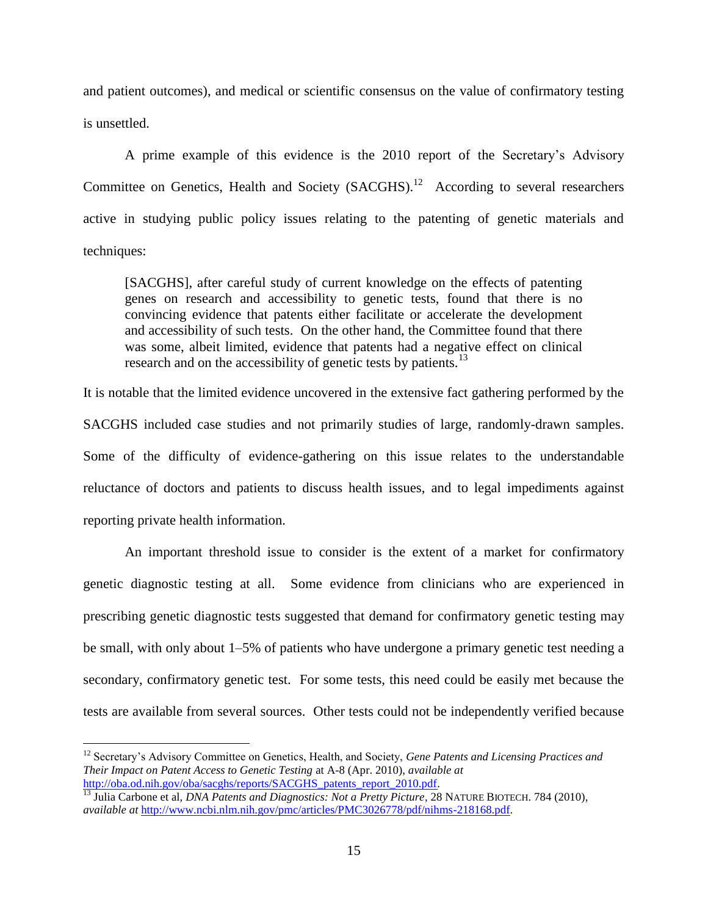and patient outcomes), and medical or scientific consensus on the value of confirmatory testing is unsettled.

A prime example of this evidence is the 2010 report of the Secretary's Advisory Committee on Genetics, Health and Society (SACGHS).[12] According to several researchers active in studying public policy issues relating to the patenting of genetic materials and techniques:

> [SACGHS], after careful study of current knowledge on the effects of patenting genes on research and accessibility to genetic tests, found that there is no convincing evidence that patents either facilitate or accelerate the development and accessibility of such tests. On the other hand, the Committee found that there was some, albeit limited, evidence that patents had a negative effect on clinical research and on the accessibility of genetic tests by patients.[13]

It is notable that the limited evidence uncovered in the extensive fact gathering performed by the SACGHS included case studies and not primarily studies of large, randomly-drawn samples. Some of the difficulty of evidence-gathering on this issue relates to the understandable reluctance of doctors and patients to discuss health issues, and to legal impediments against reporting private health information.

An important threshold issue to consider is the extent of a market for confirmatory genetic diagnostic testing at all. Some evidence from clinicians who are experienced in prescribing genetic diagnostic tests suggested that demand for confirmatory genetic testing may be small, with only about 1–5% of patients who have undergone a primary genetic test needing a secondary, confirmatory genetic test. For some tests, this need could be easily met because the tests are available from several sources. Other tests could not be independently verified because

---

[12] Secretary's Advisory Committee on Genetics, Health, and Society, *Gene Patents and Licensing Practices and Their Impact on Patent Access to Genetic Testing* at A-8 (Apr. 2010), *available at* http://oba.od.nih.gov/oba/sacghs/reports/SACGHS_patents_report_2010.pdf.

[13] Julia Carbone et al, *DNA Patents and Diagnostics: Not a Pretty Picture*, 28 NATURE BIOTECH. 784 (2010), *available at* http://www.ncbi.nlm.nih.gov/pmc/articles/PMC3026778/pdf/nihms-218168.pdf.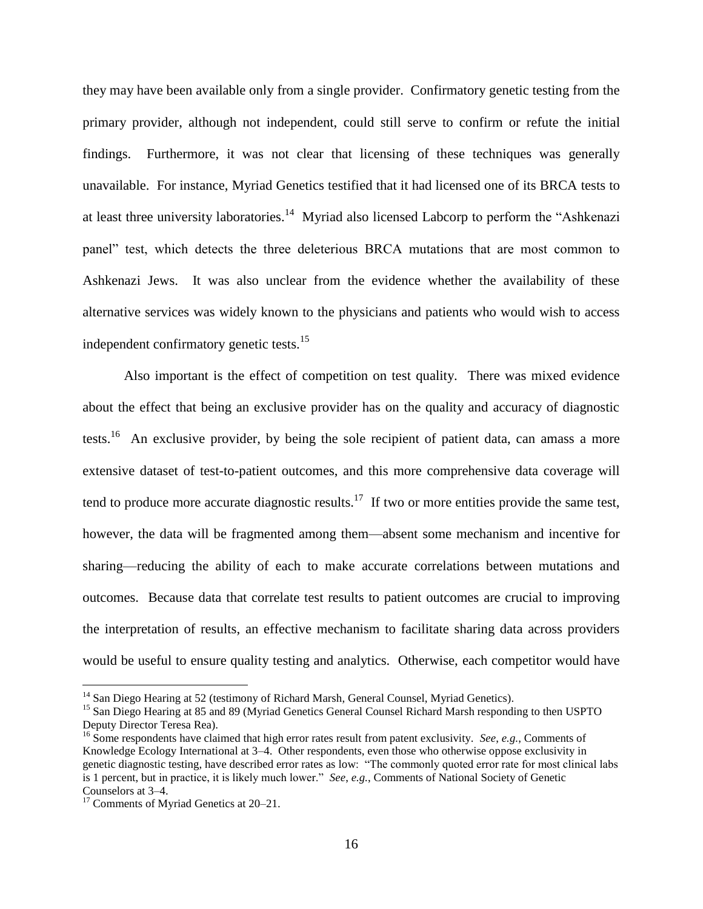they may have been available only from a single provider. Confirmatory genetic testing from the primary provider, although not independent, could still serve to confirm or refute the initial findings. Furthermore, it was not clear that licensing of these techniques was generally unavailable. For instance, Myriad Genetics testified that it had licensed one of its BRCA tests to at least three university laboratories.[14] Myriad also licensed Labcorp to perform the "Ashkenazi panel" test, which detects the three deleterious BRCA mutations that are most common to Ashkenazi Jews. It was also unclear from the evidence whether the availability of these alternative services was widely known to the physicians and patients who would wish to access independent confirmatory genetic tests.[15]

Also important is the effect of competition on test quality. There was mixed evidence about the effect that being an exclusive provider has on the quality and accuracy of diagnostic tests.[16] An exclusive provider, by being the sole recipient of patient data, can amass a more extensive dataset of test-to-patient outcomes, and this more comprehensive data coverage will tend to produce more accurate diagnostic results.[17] If two or more entities provide the same test, however, the data will be fragmented among them—absent some mechanism and incentive for sharing—reducing the ability of each to make accurate correlations between mutations and outcomes. Because data that correlate test results to patient outcomes are crucial to improving the interpretation of results, an effective mechanism to facilitate sharing data across providers would be useful to ensure quality testing and analytics. Otherwise, each competitor would have

---

[14] San Diego Hearing at 52 (testimony of Richard Marsh, General Counsel, Myriad Genetics).

[15] San Diego Hearing at 85 and 89 (Myriad Genetics General Counsel Richard Marsh responding to then USPTO Deputy Director Teresa Rea).

[16] Some respondents have claimed that high error rates result from patent exclusivity. *See, e.g.*, Comments of Knowledge Ecology International at 3–4. Other respondents, even those who otherwise oppose exclusivity in genetic diagnostic testing, have described error rates as low: "The commonly quoted error rate for most clinical labs is 1 percent, but in practice, it is likely much lower." *See, e.g.*, Comments of National Society of Genetic Counselors at 3–4.

[17] Comments of Myriad Genetics at 20–21.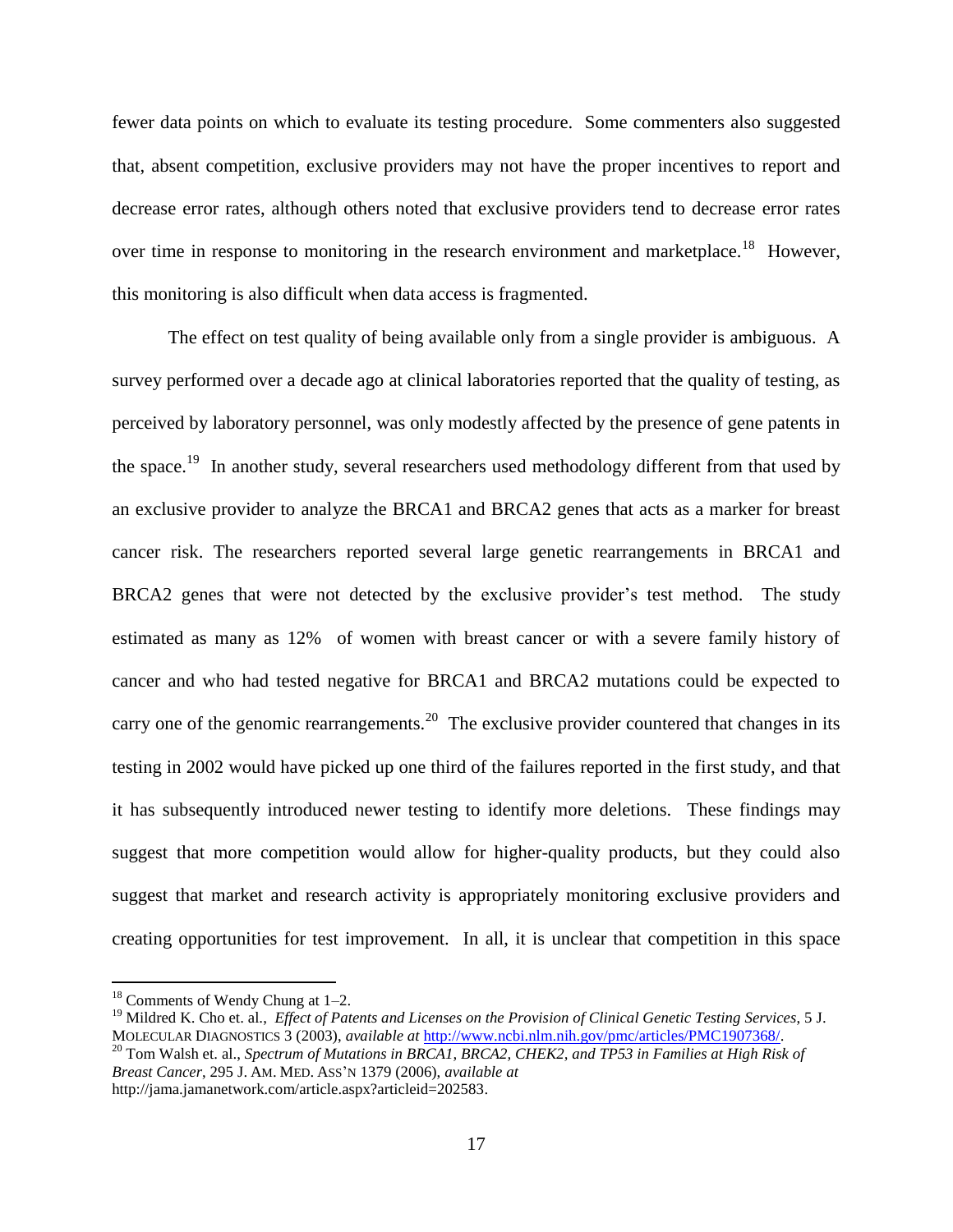fewer data points on which to evaluate its testing procedure. Some commenters also suggested that, absent competition, exclusive providers may not have the proper incentives to report and decrease error rates, although others noted that exclusive providers tend to decrease error rates over time in response to monitoring in the research environment and marketplace.[18] However, this monitoring is also difficult when data access is fragmented.

The effect on test quality of being available only from a single provider is ambiguous. A survey performed over a decade ago at clinical laboratories reported that the quality of testing, as perceived by laboratory personnel, was only modestly affected by the presence of gene patents in the space.[19] In another study, several researchers used methodology different from that used by an exclusive provider to analyze the BRCA1 and BRCA2 genes that acts as a marker for breast cancer risk. The researchers reported several large genetic rearrangements in BRCA1 and BRCA2 genes that were not detected by the exclusive provider's test method. The study estimated as many as 12% of women with breast cancer or with a severe family history of cancer and who had tested negative for BRCA1 and BRCA2 mutations could be expected to carry one of the genomic rearrangements.[20] The exclusive provider countered that changes in its testing in 2002 would have picked up one third of the failures reported in the first study, and that it has subsequently introduced newer testing to identify more deletions. These findings may suggest that more competition would allow for higher-quality products, but they could also suggest that market and research activity is appropriately monitoring exclusive providers and creating opportunities for test improvement. In all, it is unclear that competition in this space

---

[18] Comments of Wendy Chung at 1–2.

[19] Mildred K. Cho et. al., *Effect of Patents and Licenses on the Provision of Clinical Genetic Testing Services*, 5 J. MOLECULAR DIAGNOSTICS 3 (2003), *available at* http://www.ncbi.nlm.nih.gov/pmc/articles/PMC1907368/.

[20] Tom Walsh et. al., *Spectrum of Mutations in BRCA1, BRCA2, CHEK2, and TP53 in Families at High Risk of Breast Cancer*, 295 J. AM. MED. ASS'N 1379 (2006), *available at* http://jama.jamanetwork.com/article.aspx?articleid=202583.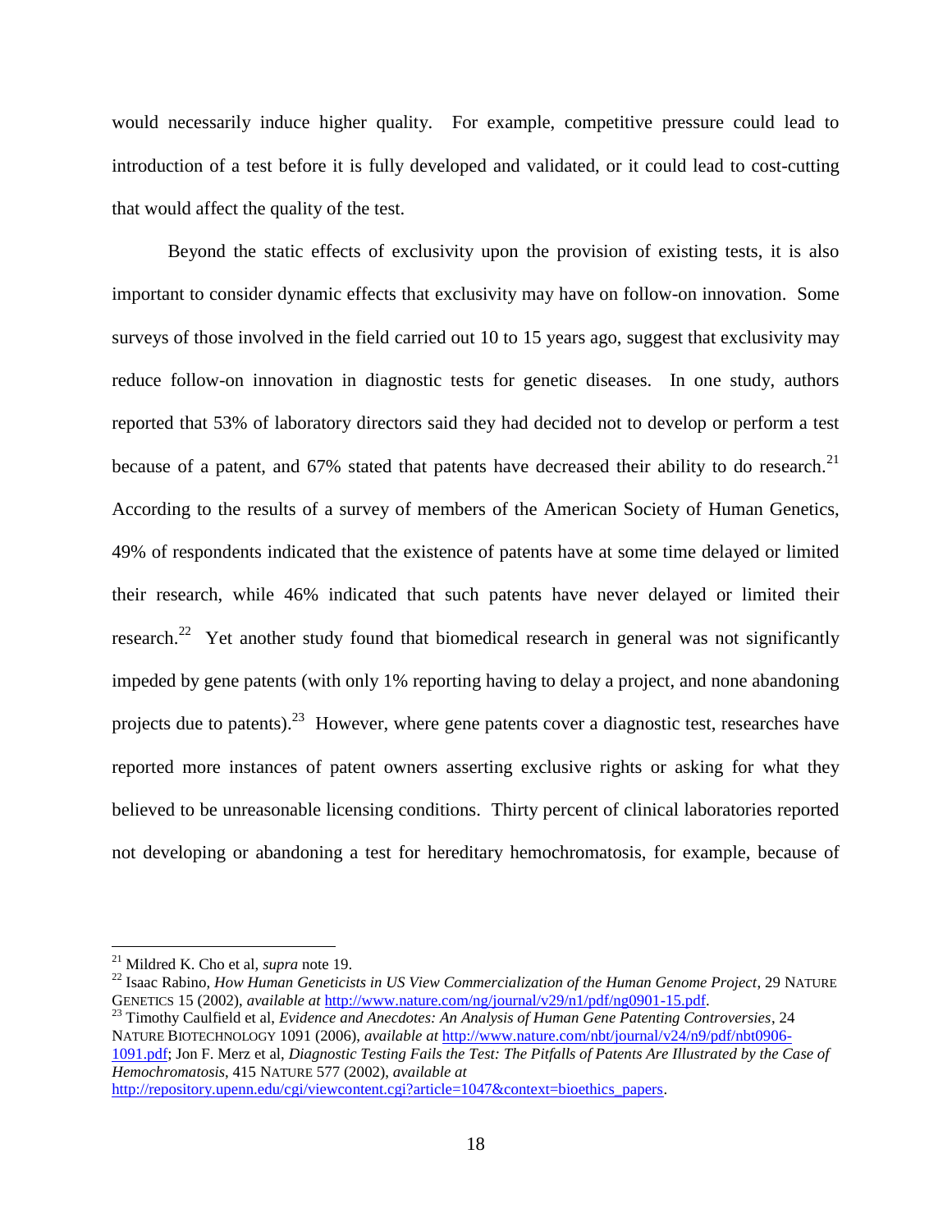would necessarily induce higher quality. For example, competitive pressure could lead to introduction of a test before it is fully developed and validated, or it could lead to cost-cutting that would affect the quality of the test.

Beyond the static effects of exclusivity upon the provision of existing tests, it is also important to consider dynamic effects that exclusivity may have on follow-on innovation. Some surveys of those involved in the field carried out 10 to 15 years ago, suggest that exclusivity may reduce follow-on innovation in diagnostic tests for genetic diseases. In one study, authors reported that 53% of laboratory directors said they had decided not to develop or perform a test because of a patent, and 67% stated that patents have decreased their ability to do research.[21] According to the results of a survey of members of the American Society of Human Genetics, 49% of respondents indicated that the existence of patents have at some time delayed or limited their research, while 46% indicated that such patents have never delayed or limited their research.[22] Yet another study found that biomedical research in general was not significantly impeded by gene patents (with only 1% reporting having to delay a project, and none abandoning projects due to patents).[23] However, where gene patents cover a diagnostic test, researches have reported more instances of patent owners asserting exclusive rights or asking for what they believed to be unreasonable licensing conditions. Thirty percent of clinical laboratories reported not developing or abandoning a test for hereditary hemochromatosis, for example, because of

---

[21] Mildred K. Cho et al, *supra* note 19.

[22] Isaac Rabino, *How Human Geneticists in US View Commercialization of the Human Genome Project*, 29 NATURE GENETICS 15 (2002), *available at* http://www.nature.com/ng/journal/v29/n1/pdf/ng0901-15.pdf.

[23] Timothy Caulfield et al, *Evidence and Anecdotes: An Analysis of Human Gene Patenting Controversies*, 24 NATURE BIOTECHNOLOGY 1091 (2006), *available at* http://www.nature.com/nbt/journal/v24/n9/pdf/nbt0906-1091.pdf; Jon F. Merz et al, *Diagnostic Testing Fails the Test: The Pitfalls of Patents Are Illustrated by the Case of Hemochromatosis*, 415 NATURE 577 (2002), *available at* http://repository.upenn.edu/cgi/viewcontent.cgi?article=1047&context=bioethics_papers.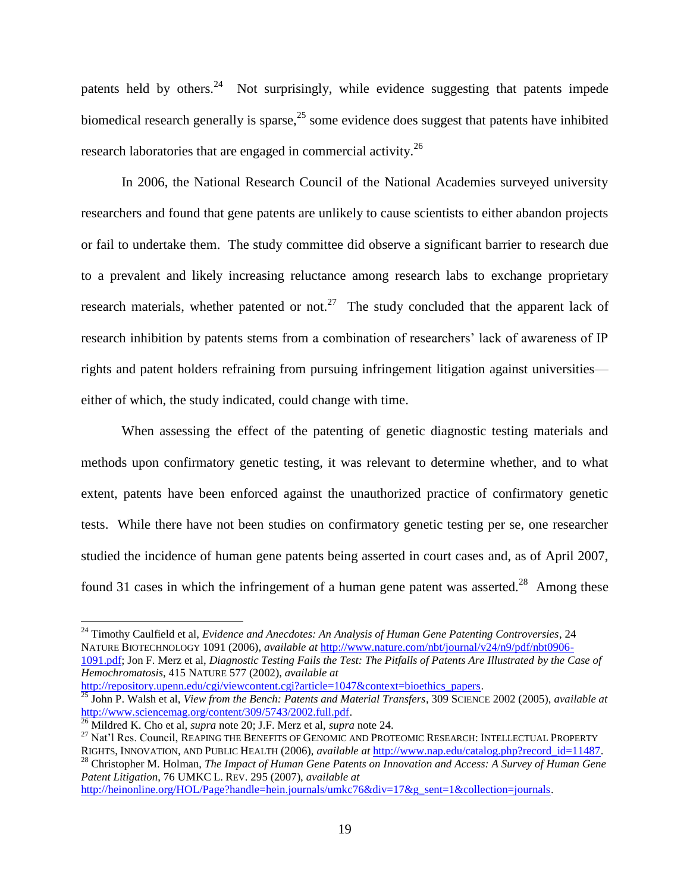patents held by others.[24] Not surprisingly, while evidence suggesting that patents impede biomedical research generally is sparse,[25] some evidence does suggest that patents have inhibited research laboratories that are engaged in commercial activity.[26]

In 2006, the National Research Council of the National Academies surveyed university researchers and found that gene patents are unlikely to cause scientists to either abandon projects or fail to undertake them. The study committee did observe a significant barrier to research due to a prevalent and likely increasing reluctance among research labs to exchange proprietary research materials, whether patented or not.[27] The study concluded that the apparent lack of research inhibition by patents stems from a combination of researchers' lack of awareness of IP rights and patent holders refraining from pursuing infringement litigation against universities—either of which, the study indicated, could change with time.

When assessing the effect of the patenting of genetic diagnostic testing materials and methods upon confirmatory genetic testing, it was relevant to determine whether, and to what extent, patents have been enforced against the unauthorized practice of confirmatory genetic tests. While there have not been studies on confirmatory genetic testing per se, one researcher studied the incidence of human gene patents being asserted in court cases and, as of April 2007, found 31 cases in which the infringement of a human gene patent was asserted.[28] Among these

---

[24] Timothy Caulfield et al, *Evidence and Anecdotes: An Analysis of Human Gene Patenting Controversies*, 24 NATURE BIOTECHNOLOGY 1091 (2006), *available at* http://www.nature.com/nbt/journal/v24/n9/pdf/nbt0906-1091.pdf; Jon F. Merz et al, *Diagnostic Testing Fails the Test: The Pitfalls of Patents Are Illustrated by the Case of Hemochromatosis*, 415 NATURE 577 (2002), *available at* http://repository.upenn.edu/cgi/viewcontent.cgi?article=1047&context=bioethics_papers.

[25] John P. Walsh et al, *View from the Bench: Patents and Material Transfers*, 309 SCIENCE 2002 (2005), *available at* http://www.sciencemag.org/content/309/5743/2002.full.pdf.

[26] Mildred K. Cho et al, *supra* note 20; J.F. Merz et al, *supra* note 24.

[27] Nat'l Res. Council, REAPING THE BENEFITS OF GENOMIC AND PROTEOMIC RESEARCH: INTELLECTUAL PROPERTY RIGHTS, INNOVATION, AND PUBLIC HEALTH (2006), *available at* http://www.nap.edu/catalog.php?record_id=11487.

[28] Christopher M. Holman, *The Impact of Human Gene Patents on Innovation and Access: A Survey of Human Gene Patent Litigation*, 76 UMKC L. REV. 295 (2007), *available at* http://heinonline.org/HOL/Page?handle=hein.journals/umkc76&div=17&g_sent=1&collection=journals.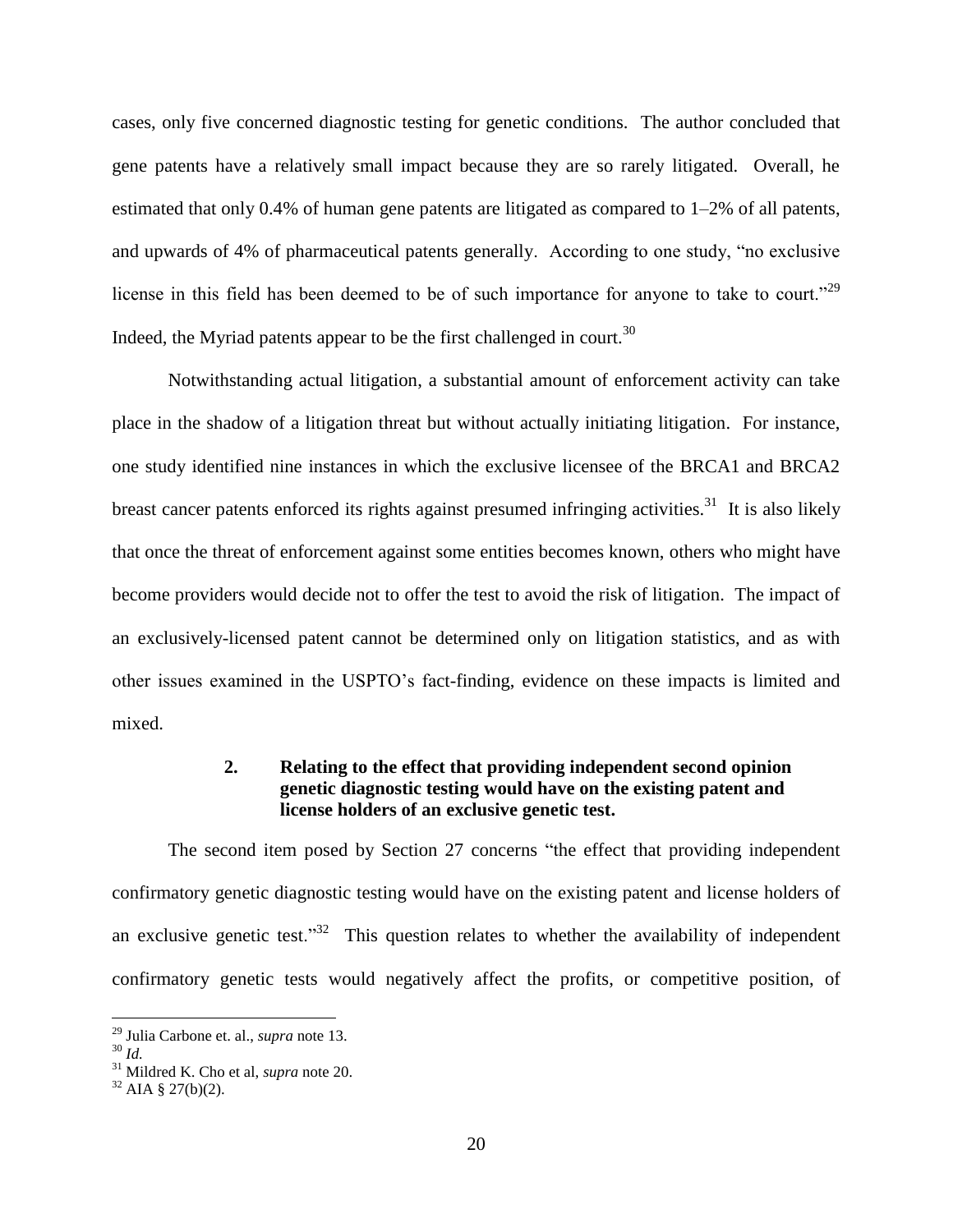cases, only five concerned diagnostic testing for genetic conditions. The author concluded that gene patents have a relatively small impact because they are so rarely litigated. Overall, he estimated that only 0.4% of human gene patents are litigated as compared to 1–2% of all patents, and upwards of 4% of pharmaceutical patents generally. According to one study, "no exclusive license in this field has been deemed to be of such importance for anyone to take to court."[29] Indeed, the Myriad patents appear to be the first challenged in court.[30]

Notwithstanding actual litigation, a substantial amount of enforcement activity can take place in the shadow of a litigation threat but without actually initiating litigation. For instance, one study identified nine instances in which the exclusive licensee of the BRCA1 and BRCA2 breast cancer patents enforced its rights against presumed infringing activities.[31] It is also likely that once the threat of enforcement against some entities becomes known, others who might have become providers would decide not to offer the test to avoid the risk of litigation. The impact of an exclusively-licensed patent cannot be determined only on litigation statistics, and as with other issues examined in the USPTO's fact-finding, evidence on these impacts is limited and mixed.

### 2. Relating to the effect that providing independent second opinion genetic diagnostic testing would have on the existing patent and license holders of an exclusive genetic test.

The second item posed by Section 27 concerns "the effect that providing independent confirmatory genetic diagnostic testing would have on the existing patent and license holders of an exclusive genetic test."[32] This question relates to whether the availability of independent confirmatory genetic tests would negatively affect the profits, or competitive position, of

---

[29] Julia Carbone et. al., *supra* note 13.

[30] *Id.*

[31] Mildred K. Cho et al, *supra* note 20.

[32] AIA § 27(b)(2).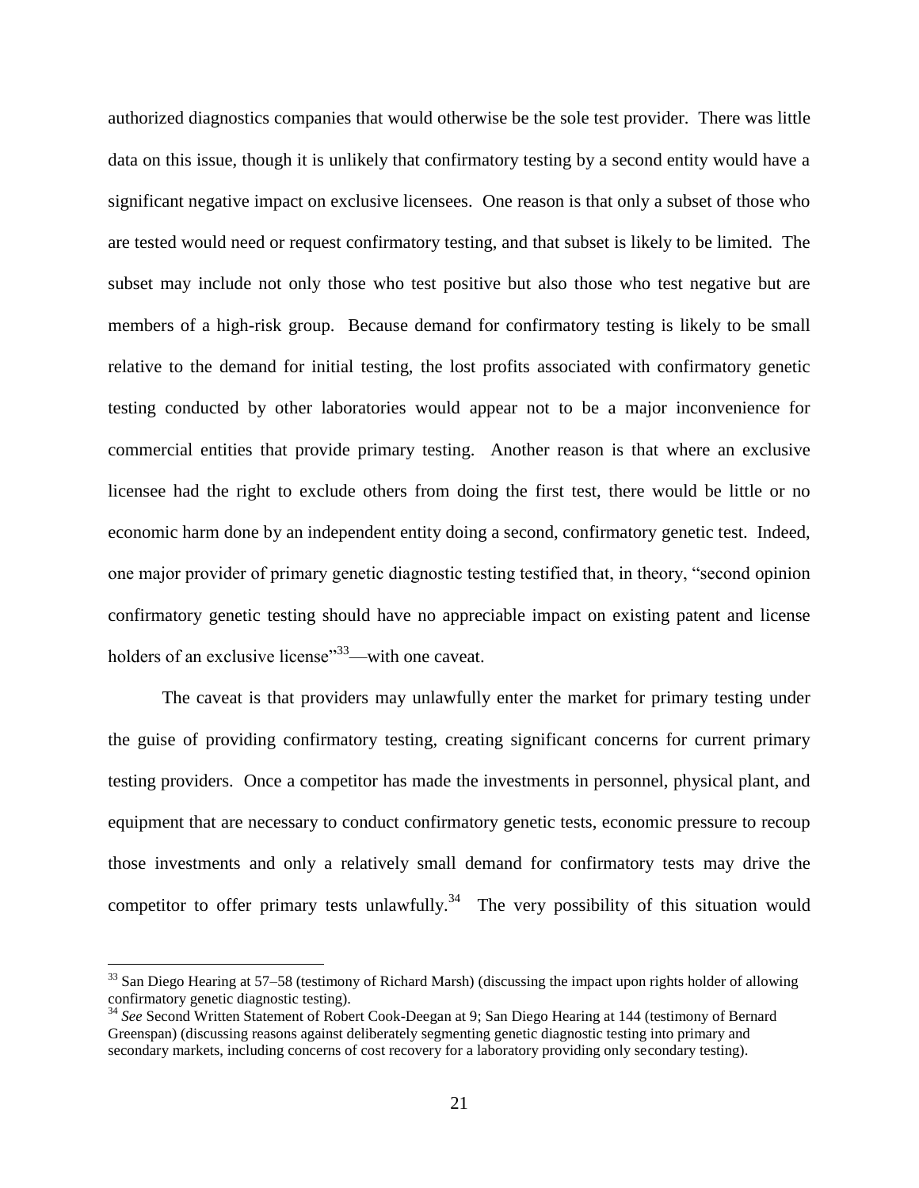authorized diagnostics companies that would otherwise be the sole test provider. There was little data on this issue, though it is unlikely that confirmatory testing by a second entity would have a significant negative impact on exclusive licensees. One reason is that only a subset of those who are tested would need or request confirmatory testing, and that subset is likely to be limited. The subset may include not only those who test positive but also those who test negative but are members of a high-risk group. Because demand for confirmatory testing is likely to be small relative to the demand for initial testing, the lost profits associated with confirmatory genetic testing conducted by other laboratories would appear not to be a major inconvenience for commercial entities that provide primary testing. Another reason is that where an exclusive licensee had the right to exclude others from doing the first test, there would be little or no economic harm done by an independent entity doing a second, confirmatory genetic test. Indeed, one major provider of primary genetic diagnostic testing testified that, in theory, "second opinion confirmatory genetic testing should have no appreciable impact on existing patent and license holders of an exclusive license"[33]—with one caveat.

The caveat is that providers may unlawfully enter the market for primary testing under the guise of providing confirmatory testing, creating significant concerns for current primary testing providers. Once a competitor has made the investments in personnel, physical plant, and equipment that are necessary to conduct confirmatory genetic tests, economic pressure to recoup those investments and only a relatively small demand for confirmatory tests may drive the competitor to offer primary tests unlawfully.[34] The very possibility of this situation would

---

[33] San Diego Hearing at 57–58 (testimony of Richard Marsh) (discussing the impact upon rights holder of allowing confirmatory genetic diagnostic testing).

[34] *See* Second Written Statement of Robert Cook-Deegan at 9; San Diego Hearing at 144 (testimony of Bernard Greenspan) (discussing reasons against deliberately segmenting genetic diagnostic testing into primary and secondary markets, including concerns of cost recovery for a laboratory providing only secondary testing).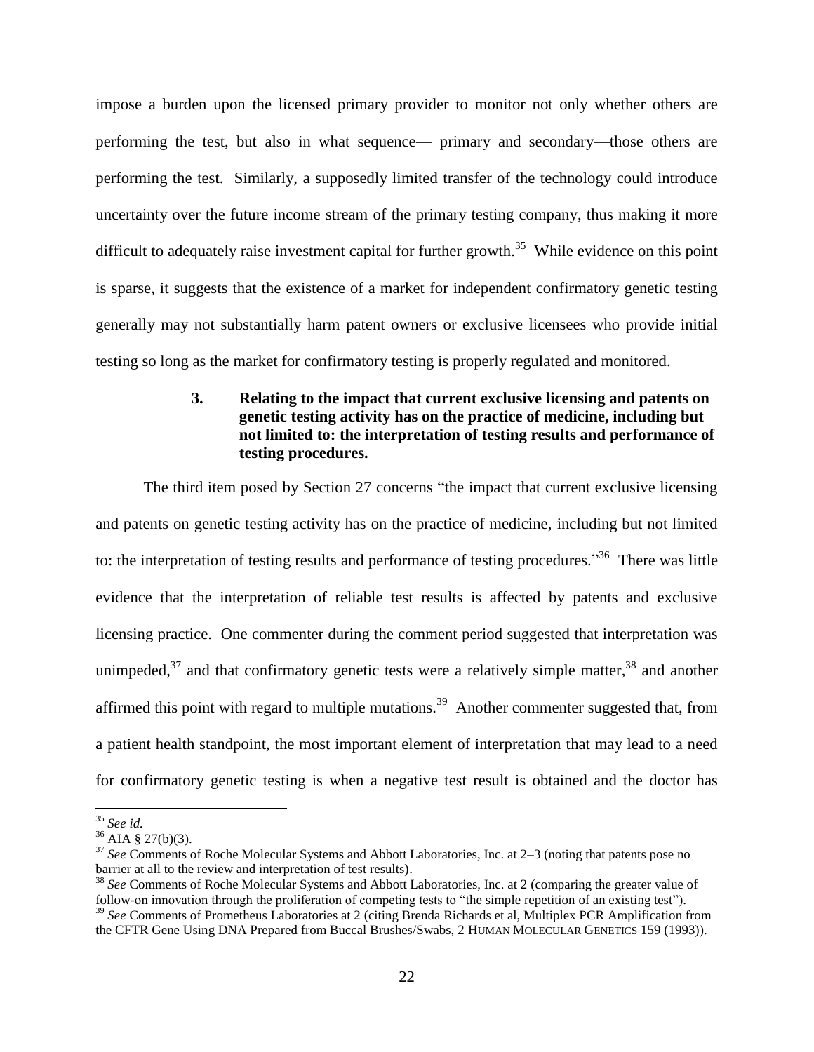impose a burden upon the licensed primary provider to monitor not only whether others are performing the test, but also in what sequence— primary and secondary—those others are performing the test. Similarly, a supposedly limited transfer of the technology could introduce uncertainty over the future income stream of the primary testing company, thus making it more difficult to adequately raise investment capital for further growth.[35] While evidence on this point is sparse, it suggests that the existence of a market for independent confirmatory genetic testing generally may not substantially harm patent owners or exclusive licensees who provide initial testing so long as the market for confirmatory testing is properly regulated and monitored.

### 3. Relating to the impact that current exclusive licensing and patents on genetic testing activity has on the practice of medicine, including but not limited to: the interpretation of testing results and performance of testing procedures.

The third item posed by Section 27 concerns "the impact that current exclusive licensing and patents on genetic testing activity has on the practice of medicine, including but not limited to: the interpretation of testing results and performance of testing procedures."[36] There was little evidence that the interpretation of reliable test results is affected by patents and exclusive licensing practice. One commenter during the comment period suggested that interpretation was unimpeded,[37] and that confirmatory genetic tests were a relatively simple matter,[38] and another affirmed this point with regard to multiple mutations.[39] Another commenter suggested that, from a patient health standpoint, the most important element of interpretation that may lead to a need for confirmatory genetic testing is when a negative test result is obtained and the doctor has

---

[35] *See id.*

[36] AIA § 27(b)(3).

[37] *See* Comments of Roche Molecular Systems and Abbott Laboratories, Inc. at 2–3 (noting that patents pose no barrier at all to the review and interpretation of test results).

[38] *See* Comments of Roche Molecular Systems and Abbott Laboratories, Inc. at 2 (comparing the greater value of follow-on innovation through the proliferation of competing tests to "the simple repetition of an existing test").

[39] *See* Comments of Prometheus Laboratories at 2 (citing Brenda Richards et al, Multiplex PCR Amplification from the CFTR Gene Using DNA Prepared from Buccal Brushes/Swabs, 2 HUMAN MOLECULAR GENETICS 159 (1993)).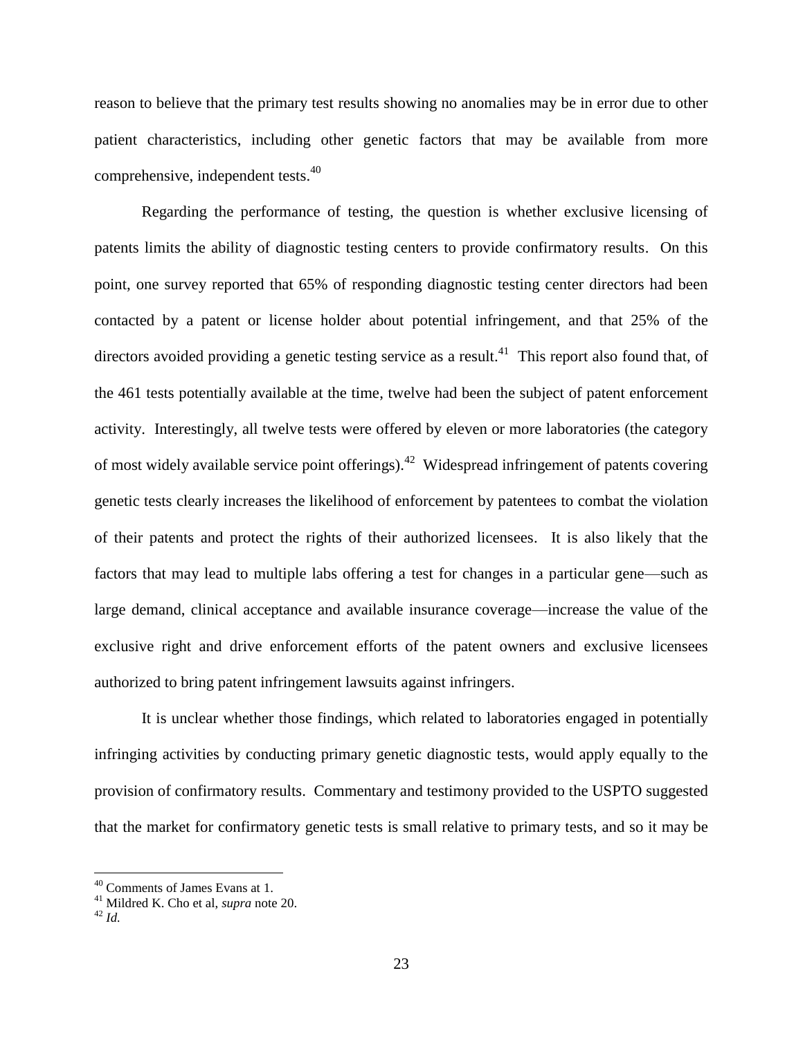reason to believe that the primary test results showing no anomalies may be in error due to other patient characteristics, including other genetic factors that may be available from more comprehensive, independent tests.[40]

Regarding the performance of testing, the question is whether exclusive licensing of patents limits the ability of diagnostic testing centers to provide confirmatory results. On this point, one survey reported that 65% of responding diagnostic testing center directors had been contacted by a patent or license holder about potential infringement, and that 25% of the directors avoided providing a genetic testing service as a result.[41] This report also found that, of the 461 tests potentially available at the time, twelve had been the subject of patent enforcement activity. Interestingly, all twelve tests were offered by eleven or more laboratories (the category of most widely available service point offerings).[42] Widespread infringement of patents covering genetic tests clearly increases the likelihood of enforcement by patentees to combat the violation of their patents and protect the rights of their authorized licensees. It is also likely that the factors that may lead to multiple labs offering a test for changes in a particular gene—such as large demand, clinical acceptance and available insurance coverage—increase the value of the exclusive right and drive enforcement efforts of the patent owners and exclusive licensees authorized to bring patent infringement lawsuits against infringers.

It is unclear whether those findings, which related to laboratories engaged in potentially infringing activities by conducting primary genetic diagnostic tests, would apply equally to the provision of confirmatory results. Commentary and testimony provided to the USPTO suggested that the market for confirmatory genetic tests is small relative to primary tests, and so it may be

---

[40] Comments of James Evans at 1.

[41] Mildred K. Cho et al, *supra* note 20.

[42] *Id.*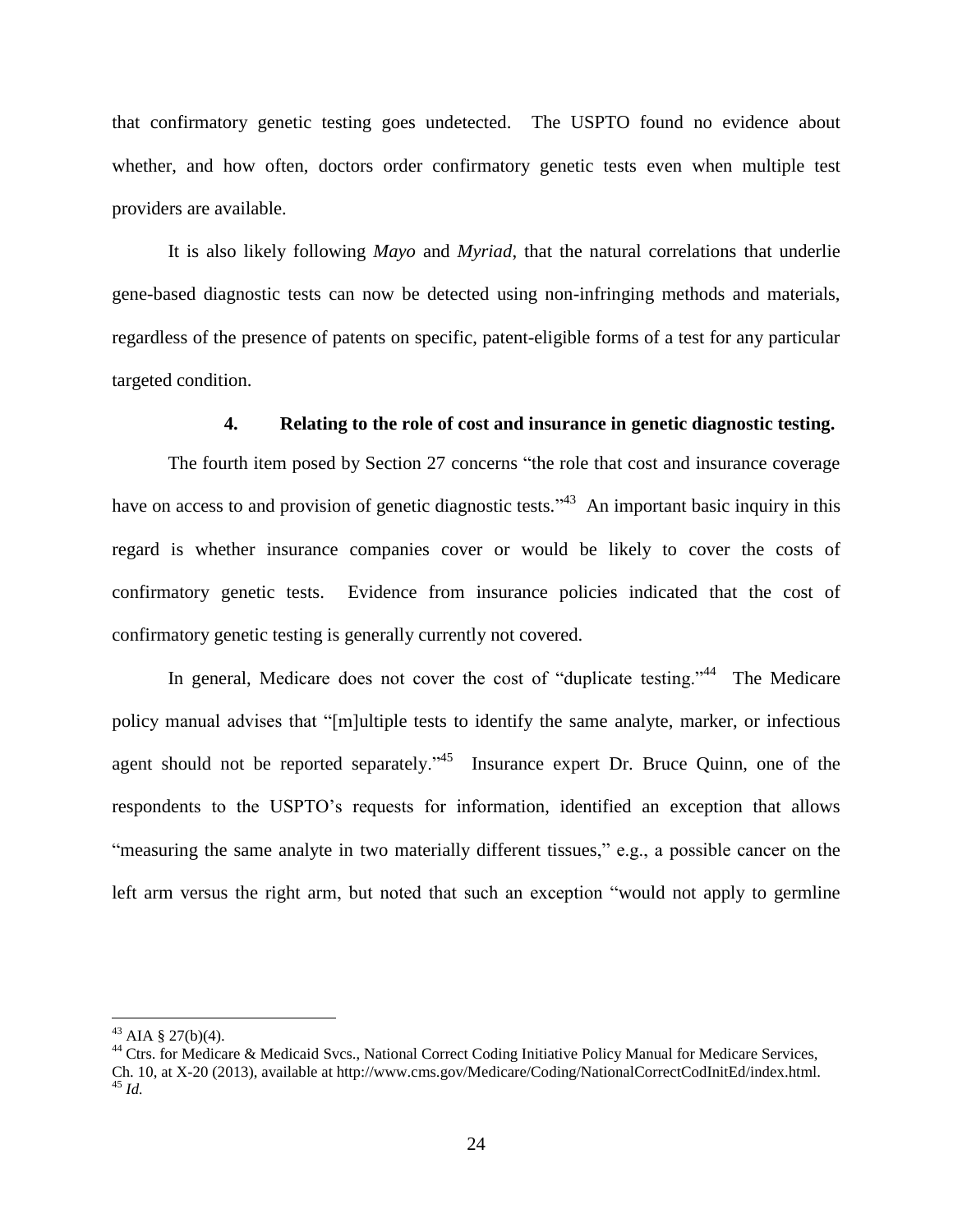that confirmatory genetic testing goes undetected. The USPTO found no evidence about whether, and how often, doctors order confirmatory genetic tests even when multiple test providers are available.

It is also likely following *Mayo* and *Myriad*, that the natural correlations that underlie gene-based diagnostic tests can now be detected using non-infringing methods and materials, regardless of the presence of patents on specific, patent-eligible forms of a test for any particular targeted condition.

#### 4. Relating to the role of cost and insurance in genetic diagnostic testing.

The fourth item posed by Section 27 concerns "the role that cost and insurance coverage have on access to and provision of genetic diagnostic tests."[43] An important basic inquiry in this regard is whether insurance companies cover or would be likely to cover the costs of confirmatory genetic tests. Evidence from insurance policies indicated that the cost of confirmatory genetic testing is generally currently not covered.

In general, Medicare does not cover the cost of "duplicate testing."[44] The Medicare policy manual advises that "[m]ultiple tests to identify the same analyte, marker, or infectious agent should not be reported separately."[45] Insurance expert Dr. Bruce Quinn, one of the respondents to the USPTO's requests for information, identified an exception that allows "measuring the same analyte in two materially different tissues," e.g., a possible cancer on the left arm versus the right arm, but noted that such an exception "would not apply to germline

---

[43] AIA § 27(b)(4).

[44] Ctrs. for Medicare & Medicaid Svcs., National Correct Coding Initiative Policy Manual for Medicare Services, Ch. 10, at X-20 (2013), available at http://www.cms.gov/Medicare/Coding/NationalCorrectCodInitEd/index.html.

[45] *Id.*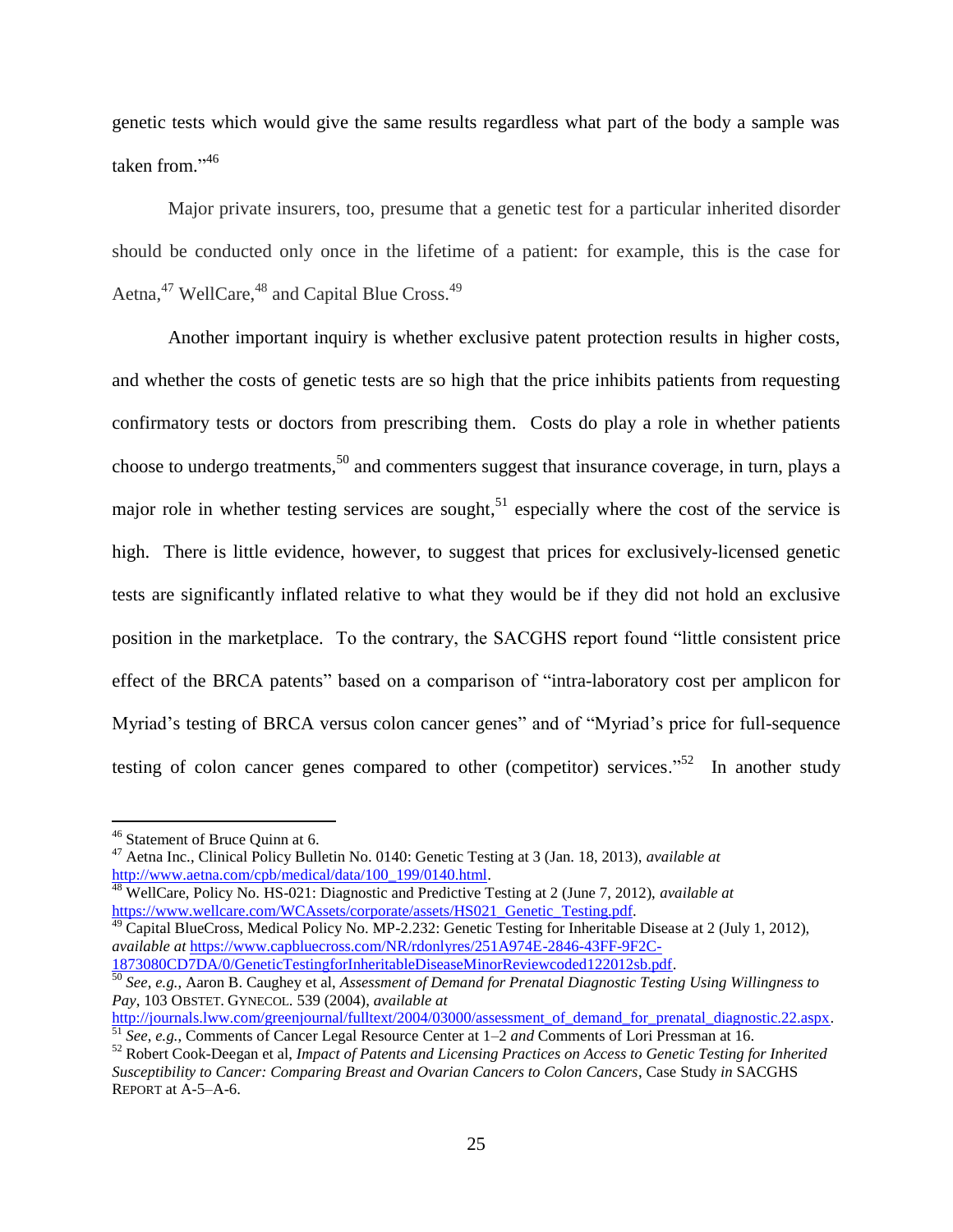genetic tests which would give the same results regardless what part of the body a sample was taken from."[46]

Major private insurers, too, presume that a genetic test for a particular inherited disorder should be conducted only once in the lifetime of a patient: for example, this is the case for Aetna,[47] WellCare,[48] and Capital Blue Cross.[49]

Another important inquiry is whether exclusive patent protection results in higher costs, and whether the costs of genetic tests are so high that the price inhibits patients from requesting confirmatory tests or doctors from prescribing them. Costs do play a role in whether patients choose to undergo treatments,[50] and commenters suggest that insurance coverage, in turn, plays a major role in whether testing services are sought,[51] especially where the cost of the service is high. There is little evidence, however, to suggest that prices for exclusively-licensed genetic tests are significantly inflated relative to what they would be if they did not hold an exclusive position in the marketplace. To the contrary, the SACGHS report found "little consistent price effect of the BRCA patents" based on a comparison of "intra-laboratory cost per amplicon for Myriad's testing of BRCA versus colon cancer genes" and of "Myriad's price for full-sequence testing of colon cancer genes compared to other (competitor) services."[52] In another study

---

[46] Statement of Bruce Quinn at 6.

[47] Aetna Inc., Clinical Policy Bulletin No. 0140: Genetic Testing at 3 (Jan. 18, 2013), *available at* http://www.aetna.com/cpb/medical/data/100_199/0140.html.

[48] WellCare, Policy No. HS-021: Diagnostic and Predictive Testing at 2 (June 7, 2012), *available at* https://www.wellcare.com/WCAssets/corporate/assets/HS021_Genetic_Testing.pdf.

[49] Capital BlueCross, Medical Policy No. MP-2.232: Genetic Testing for Inheritable Disease at 2 (July 1, 2012), *available at* https://www.capbluecross.com/NR/rdonlyres/251A974E-2846-43FF-9F2C-1873080CD7DA/0/GeneticTestingforInheritableDiseaseMinorReviewcoded122012sb.pdf.

[50] *See, e.g.*, Aaron B. Caughey et al, *Assessment of Demand for Prenatal Diagnostic Testing Using Willingness to Pay*, 103 OBSTET. GYNECOL. 539 (2004), *available at* http://journals.lww.com/greenjournal/fulltext/2004/03000/assessment_of_demand_for_prenatal_diagnostic.22.aspx.

[51] *See, e.g.*, Comments of Cancer Legal Resource Center at 1–2 *and* Comments of Lori Pressman at 16.

[52] Robert Cook-Deegan et al, *Impact of Patents and Licensing Practices on Access to Genetic Testing for Inherited Susceptibility to Cancer: Comparing Breast and Ovarian Cancers to Colon Cancers*, Case Study *in* SACGHS REPORT at A-5–A-6.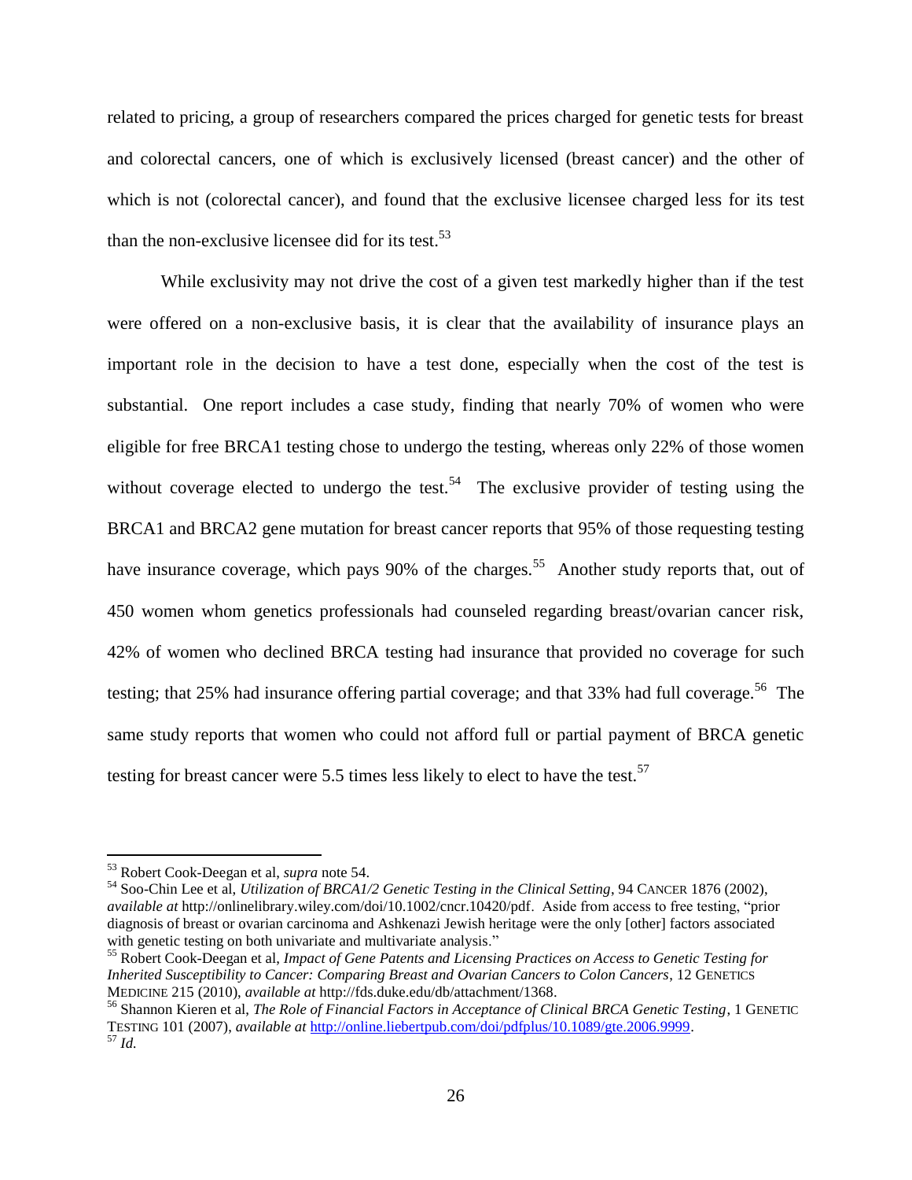related to pricing, a group of researchers compared the prices charged for genetic tests for breast and colorectal cancers, one of which is exclusively licensed (breast cancer) and the other of which is not (colorectal cancer), and found that the exclusive licensee charged less for its test than the non-exclusive licensee did for its test.[53]

While exclusivity may not drive the cost of a given test markedly higher than if the test were offered on a non-exclusive basis, it is clear that the availability of insurance plays an important role in the decision to have a test done, especially when the cost of the test is substantial. One report includes a case study, finding that nearly 70% of women who were eligible for free BRCA1 testing chose to undergo the testing, whereas only 22% of those women without coverage elected to undergo the test.[54] The exclusive provider of testing using the BRCA1 and BRCA2 gene mutation for breast cancer reports that 95% of those requesting testing have insurance coverage, which pays 90% of the charges.[55] Another study reports that, out of 450 women whom genetics professionals had counseled regarding breast/ovarian cancer risk, 42% of women who declined BRCA testing had insurance that provided no coverage for such testing; that 25% had insurance offering partial coverage; and that 33% had full coverage.[56] The same study reports that women who could not afford full or partial payment of BRCA genetic testing for breast cancer were 5.5 times less likely to elect to have the test.[57]

---

[53] Robert Cook-Deegan et al, *supra* note 54.

[54] Soo-Chin Lee et al, *Utilization of BRCA1/2 Genetic Testing in the Clinical Setting*, 94 CANCER 1876 (2002), *available at* http://onlinelibrary.wiley.com/doi/10.1002/cncr.10420/pdf. Aside from access to free testing, "prior diagnosis of breast or ovarian carcinoma and Ashkenazi Jewish heritage were the only [other] factors associated with genetic testing on both univariate and multivariate analysis."

[55] Robert Cook-Deegan et al, *Impact of Gene Patents and Licensing Practices on Access to Genetic Testing for Inherited Susceptibility to Cancer: Comparing Breast and Ovarian Cancers to Colon Cancers*, 12 GENETICS MEDICINE 215 (2010), *available at* http://fds.duke.edu/db/attachment/1368.

[56] Shannon Kieren et al, *The Role of Financial Factors in Acceptance of Clinical BRCA Genetic Testing*, 1 GENETIC TESTING 101 (2007), *available at* http://online.liebertpub.com/doi/pdfplus/10.1089/gte.2006.9999.

[57] *Id.*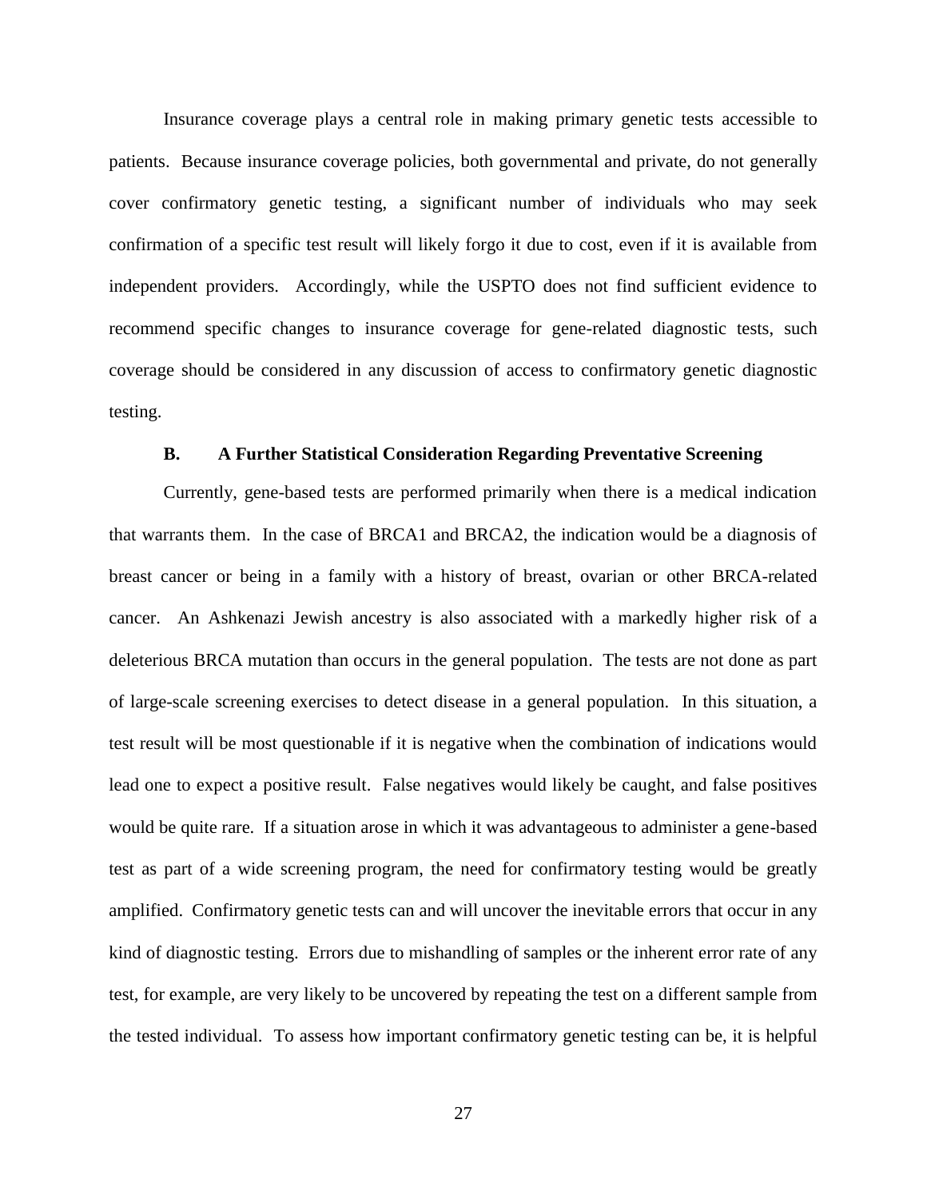Insurance coverage plays a central role in making primary genetic tests accessible to patients. Because insurance coverage policies, both governmental and private, do not generally cover confirmatory genetic testing, a significant number of individuals who may seek confirmation of a specific test result will likely forgo it due to cost, even if it is available from independent providers. Accordingly, while the USPTO does not find sufficient evidence to recommend specific changes to insurance coverage for gene-related diagnostic tests, such coverage should be considered in any discussion of access to confirmatory genetic diagnostic testing.

### B. A Further Statistical Consideration Regarding Preventative Screening

Currently, gene-based tests are performed primarily when there is a medical indication that warrants them. In the case of BRCA1 and BRCA2, the indication would be a diagnosis of breast cancer or being in a family with a history of breast, ovarian or other BRCA-related cancer. An Ashkenazi Jewish ancestry is also associated with a markedly higher risk of a deleterious BRCA mutation than occurs in the general population. The tests are not done as part of large-scale screening exercises to detect disease in a general population. In this situation, a test result will be most questionable if it is negative when the combination of indications would lead one to expect a positive result. False negatives would likely be caught, and false positives would be quite rare. If a situation arose in which it was advantageous to administer a gene-based test as part of a wide screening program, the need for confirmatory testing would be greatly amplified. Confirmatory genetic tests can and will uncover the inevitable errors that occur in any kind of diagnostic testing. Errors due to mishandling of samples or the inherent error rate of any test, for example, are very likely to be uncovered by repeating the test on a different sample from the tested individual. To assess how important confirmatory genetic testing can be, it is helpful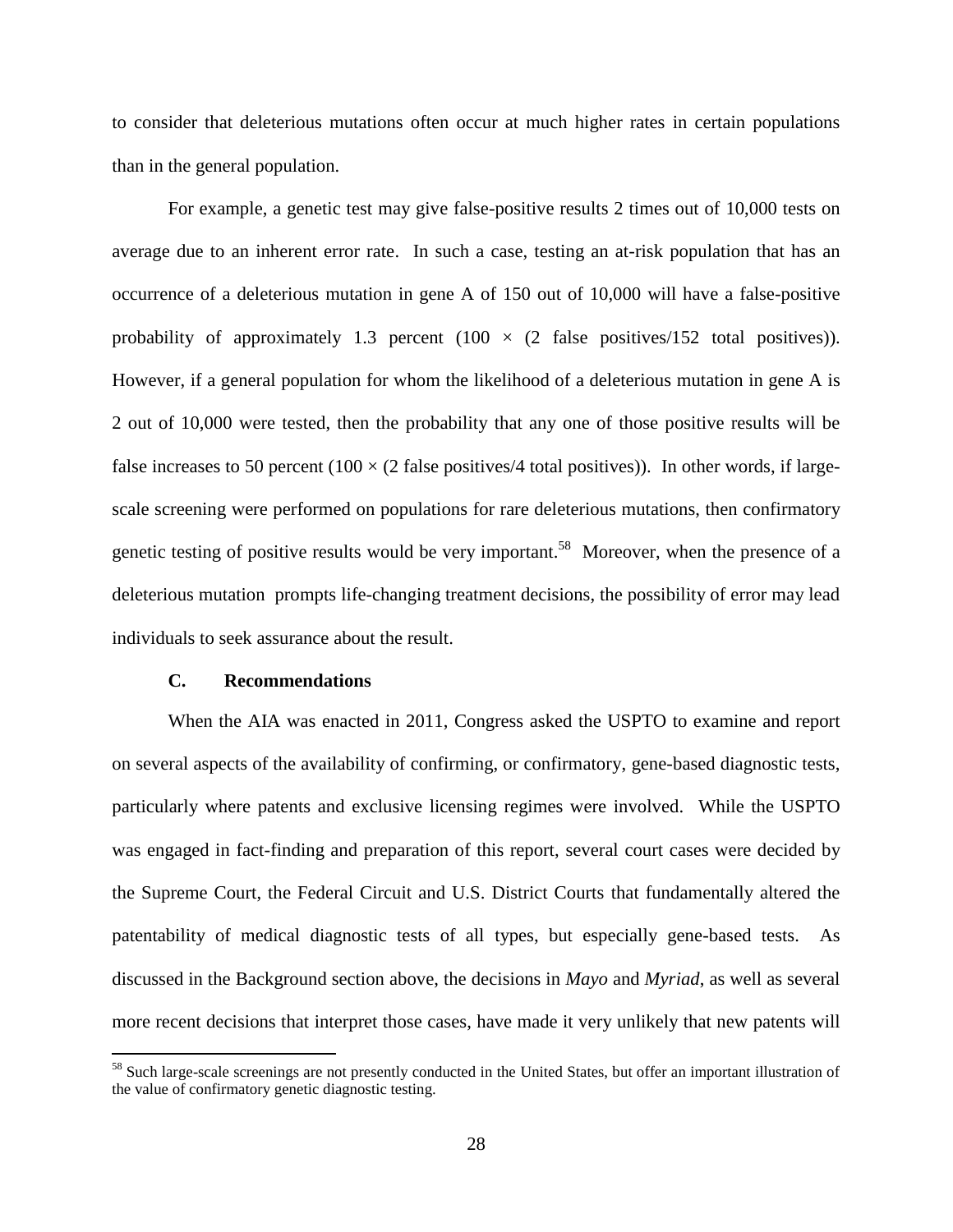to consider that deleterious mutations often occur at much higher rates in certain populations than in the general population.

For example, a genetic test may give false-positive results 2 times out of 10,000 tests on average due to an inherent error rate. In such a case, testing an at-risk population that has an occurrence of a deleterious mutation in gene A of 150 out of 10,000 will have a false-positive probability of approximately 1.3 percent ($100 \times$ (2 false positives/152 total positives)). However, if a general population for whom the likelihood of a deleterious mutation in gene A is 2 out of 10,000 were tested, then the probability that any one of those positive results will be false increases to 50 percent ($100 \times$ (2 false positives/4 total positives)). In other words, if large-scale screening were performed on populations for rare deleterious mutations, then confirmatory genetic testing of positive results would be very important.[58] Moreover, when the presence of a deleterious mutation prompts life-changing treatment decisions, the possibility of error may lead individuals to seek assurance about the result.

### C. Recommendations

When the AIA was enacted in 2011, Congress asked the USPTO to examine and report on several aspects of the availability of confirming, or confirmatory, gene-based diagnostic tests, particularly where patents and exclusive licensing regimes were involved. While the USPTO was engaged in fact-finding and preparation of this report, several court cases were decided by the Supreme Court, the Federal Circuit and U.S. District Courts that fundamentally altered the patentability of medical diagnostic tests of all types, but especially gene-based tests. As discussed in the Background section above, the decisions in *Mayo* and *Myriad*, as well as several more recent decisions that interpret those cases, have made it very unlikely that new patents will

---

[58] Such large-scale screenings are not presently conducted in the United States, but offer an important illustration of the value of confirmatory genetic diagnostic testing.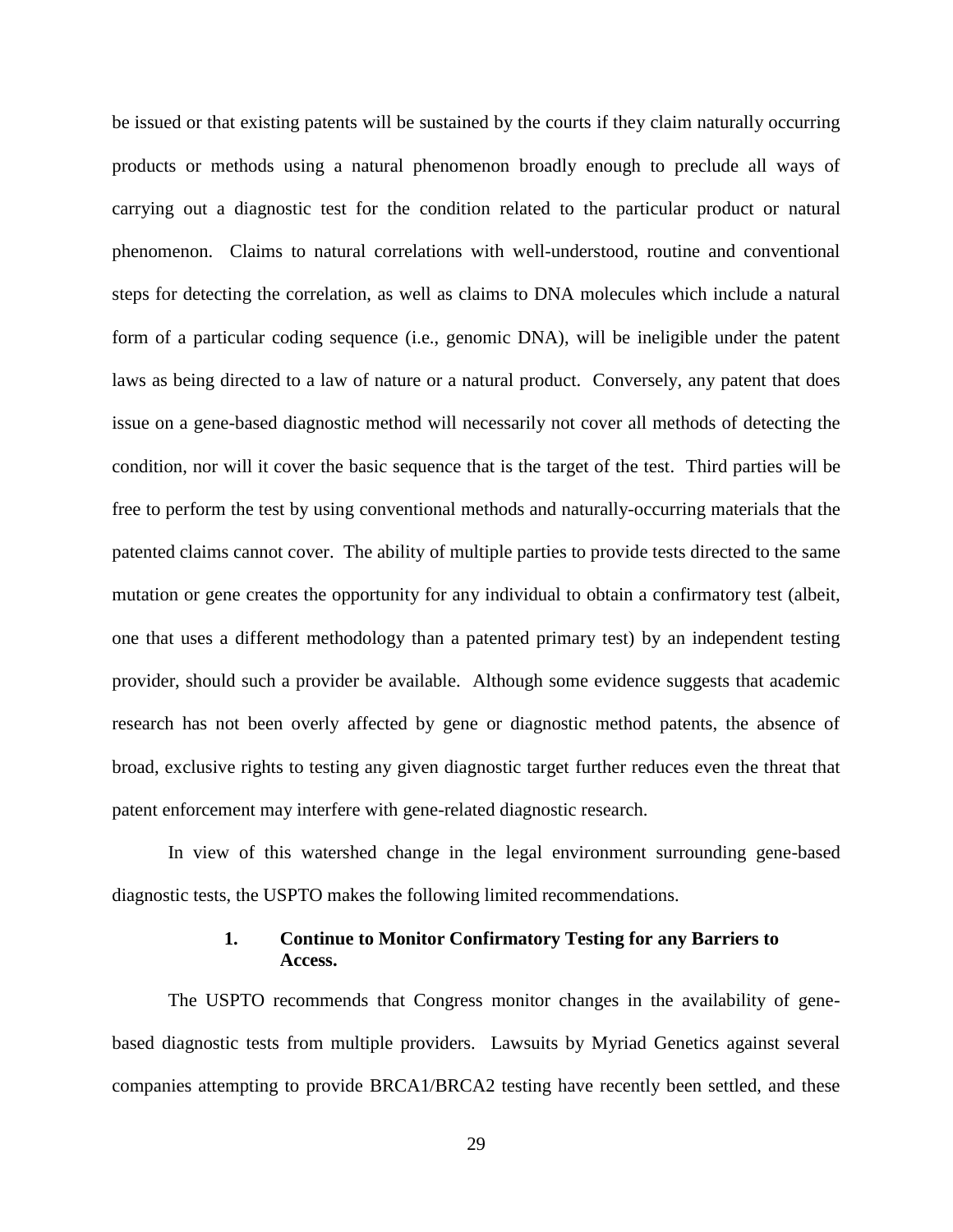be issued or that existing patents will be sustained by the courts if they claim naturally occurring products or methods using a natural phenomenon broadly enough to preclude all ways of carrying out a diagnostic test for the condition related to the particular product or natural phenomenon. Claims to natural correlations with well-understood, routine and conventional steps for detecting the correlation, as well as claims to DNA molecules which include a natural form of a particular coding sequence (i.e., genomic DNA), will be ineligible under the patent laws as being directed to a law of nature or a natural product. Conversely, any patent that does issue on a gene-based diagnostic method will necessarily not cover all methods of detecting the condition, nor will it cover the basic sequence that is the target of the test. Third parties will be free to perform the test by using conventional methods and naturally-occurring materials that the patented claims cannot cover. The ability of multiple parties to provide tests directed to the same mutation or gene creates the opportunity for any individual to obtain a confirmatory test (albeit, one that uses a different methodology than a patented primary test) by an independent testing provider, should such a provider be available. Although some evidence suggests that academic research has not been overly affected by gene or diagnostic method patents, the absence of broad, exclusive rights to testing any given diagnostic target further reduces even the threat that patent enforcement may interfere with gene-related diagnostic research.

In view of this watershed change in the legal environment surrounding gene-based diagnostic tests, the USPTO makes the following limited recommendations.

### 1. Continue to Monitor Confirmatory Testing for any Barriers to Access.

The USPTO recommends that Congress monitor changes in the availability of gene-based diagnostic tests from multiple providers. Lawsuits by Myriad Genetics against several companies attempting to provide BRCA1/BRCA2 testing have recently been settled, and these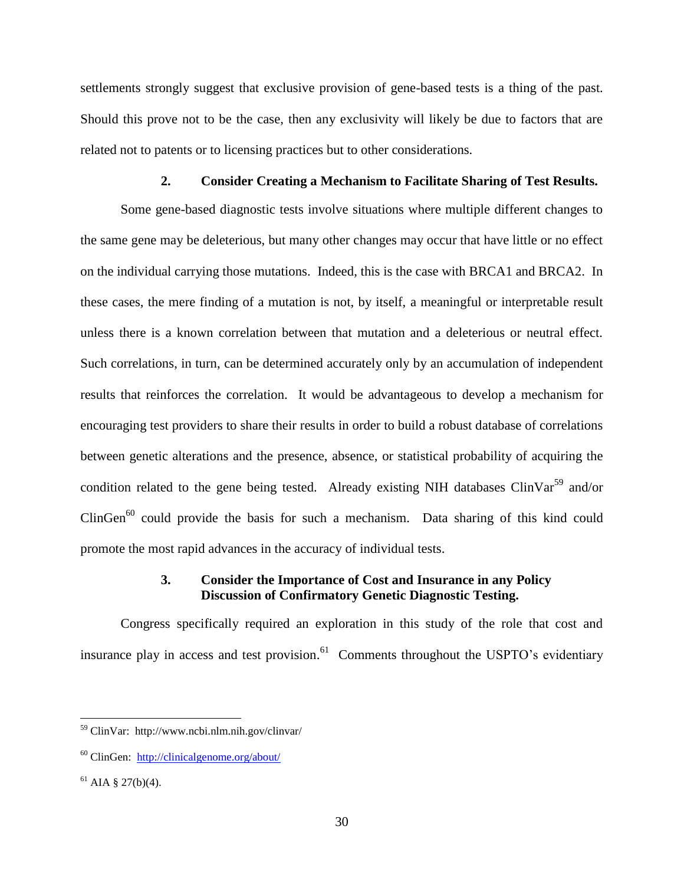settlements strongly suggest that exclusive provision of gene-based tests is a thing of the past. Should this prove not to be the case, then any exclusivity will likely be due to factors that are related not to patents or to licensing practices but to other considerations.

### 2. Consider Creating a Mechanism to Facilitate Sharing of Test Results.

Some gene-based diagnostic tests involve situations where multiple different changes to the same gene may be deleterious, but many other changes may occur that have little or no effect on the individual carrying those mutations. Indeed, this is the case with BRCA1 and BRCA2. In these cases, the mere finding of a mutation is not, by itself, a meaningful or interpretable result unless there is a known correlation between that mutation and a deleterious or neutral effect. Such correlations, in turn, can be determined accurately only by an accumulation of independent results that reinforces the correlation. It would be advantageous to develop a mechanism for encouraging test providers to share their results in order to build a robust database of correlations between genetic alterations and the presence, absence, or statistical probability of acquiring the condition related to the gene being tested. Already existing NIH databases ClinVar[59] and/or ClinGen[60] could provide the basis for such a mechanism. Data sharing of this kind could promote the most rapid advances in the accuracy of individual tests.

### 3. Consider the Importance of Cost and Insurance in any Policy Discussion of Confirmatory Genetic Diagnostic Testing.

Congress specifically required an exploration in this study of the role that cost and insurance play in access and test provision.[61] Comments throughout the USPTO's evidentiary

---

[59] ClinVar: http://www.ncbi.nlm.nih.gov/clinvar/

[60] ClinGen: http://clinicalgenome.org/about/

[61] AIA § 27(b)(4).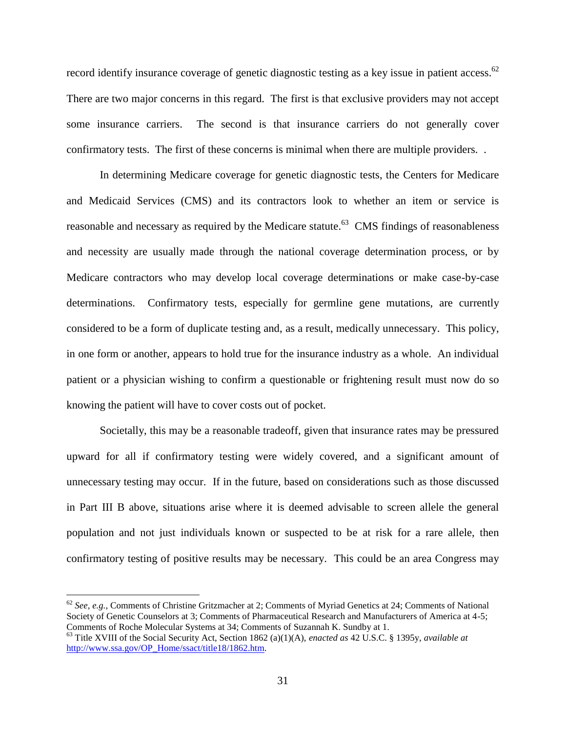record identify insurance coverage of genetic diagnostic testing as a key issue in patient access.[62] There are two major concerns in this regard. The first is that exclusive providers may not accept some insurance carriers. The second is that insurance carriers do not generally cover confirmatory tests. The first of these concerns is minimal when there are multiple providers. .

In determining Medicare coverage for genetic diagnostic tests, the Centers for Medicare and Medicaid Services (CMS) and its contractors look to whether an item or service is reasonable and necessary as required by the Medicare statute.[63] CMS findings of reasonableness and necessity are usually made through the national coverage determination process, or by Medicare contractors who may develop local coverage determinations or make case-by-case determinations. Confirmatory tests, especially for germline gene mutations, are currently considered to be a form of duplicate testing and, as a result, medically unnecessary. This policy, in one form or another, appears to hold true for the insurance industry as a whole. An individual patient or a physician wishing to confirm a questionable or frightening result must now do so knowing the patient will have to cover costs out of pocket.

Societally, this may be a reasonable tradeoff, given that insurance rates may be pressured upward for all if confirmatory testing were widely covered, and a significant amount of unnecessary testing may occur. If in the future, based on considerations such as those discussed in Part III B above, situations arise where it is deemed advisable to screen allele the general population and not just individuals known or suspected to be at risk for a rare allele, then confirmatory testing of positive results may be necessary. This could be an area Congress may

---

[62] *See, e.g.*, Comments of Christine Gritzmacher at 2; Comments of Myriad Genetics at 24; Comments of National Society of Genetic Counselors at 3; Comments of Pharmaceutical Research and Manufacturers of America at 4-5; Comments of Roche Molecular Systems at 34; Comments of Suzannah K. Sundby at 1.

[63] Title XVIII of the Social Security Act, Section 1862 (a)(1)(A), *enacted as* 42 U.S.C. § 1395y, *available at* http://www.ssa.gov/OP_Home/ssact/title18/1862.htm.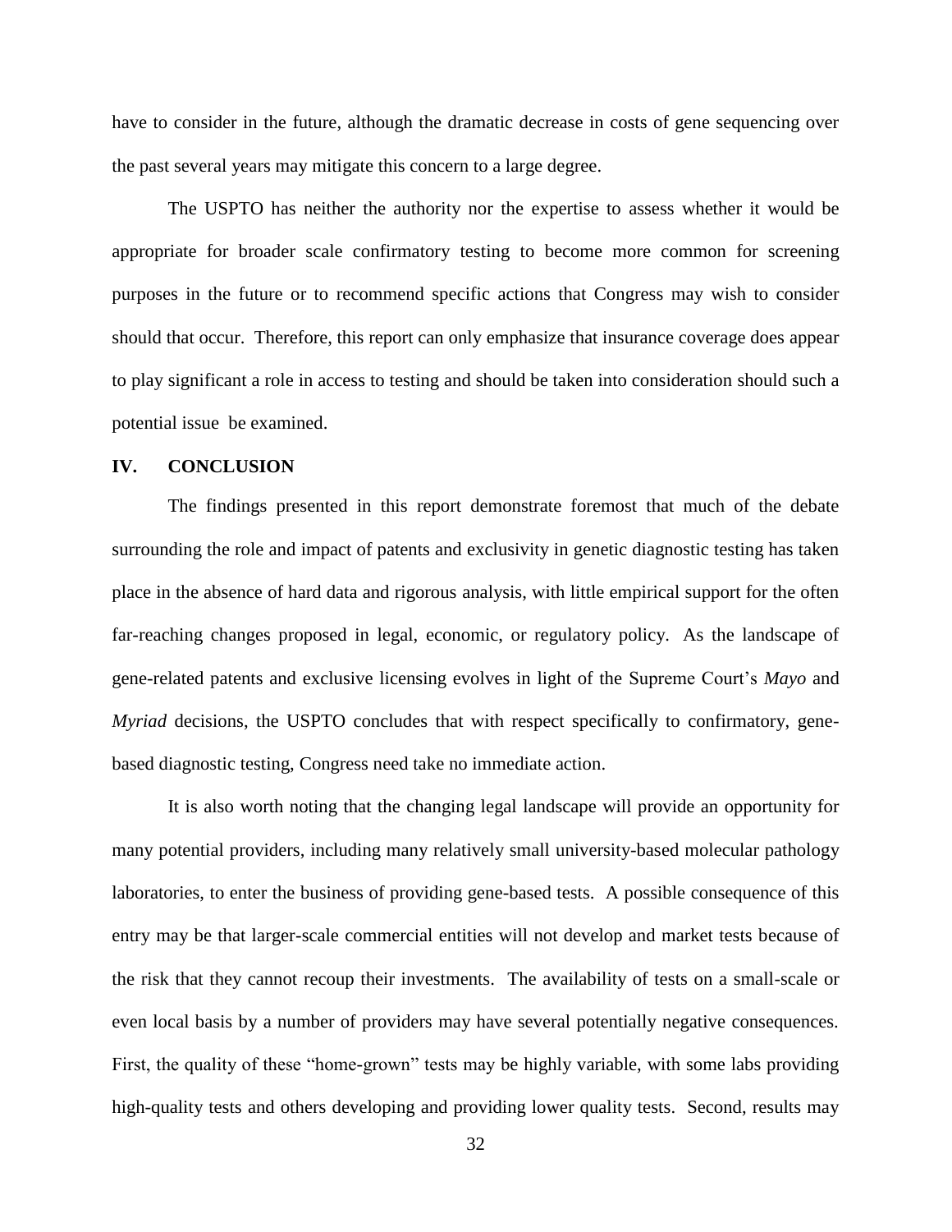have to consider in the future, although the dramatic decrease in costs of gene sequencing over the past several years may mitigate this concern to a large degree.

The USPTO has neither the authority nor the expertise to assess whether it would be appropriate for broader scale confirmatory testing to become more common for screening purposes in the future or to recommend specific actions that Congress may wish to consider should that occur. Therefore, this report can only emphasize that insurance coverage does appear to play significant a role in access to testing and should be taken into consideration should such a potential issue be examined.

## IV. CONCLUSION

The findings presented in this report demonstrate foremost that much of the debate surrounding the role and impact of patents and exclusivity in genetic diagnostic testing has taken place in the absence of hard data and rigorous analysis, with little empirical support for the often far-reaching changes proposed in legal, economic, or regulatory policy. As the landscape of gene-related patents and exclusive licensing evolves in light of the Supreme Court's *Mayo* and *Myriad* decisions, the USPTO concludes that with respect specifically to confirmatory, gene-based diagnostic testing, Congress need take no immediate action.

It is also worth noting that the changing legal landscape will provide an opportunity for many potential providers, including many relatively small university-based molecular pathology laboratories, to enter the business of providing gene-based tests. A possible consequence of this entry may be that larger-scale commercial entities will not develop and market tests because of the risk that they cannot recoup their investments. The availability of tests on a small-scale or even local basis by a number of providers may have several potentially negative consequences. First, the quality of these "home-grown" tests may be highly variable, with some labs providing high-quality tests and others developing and providing lower quality tests. Second, results may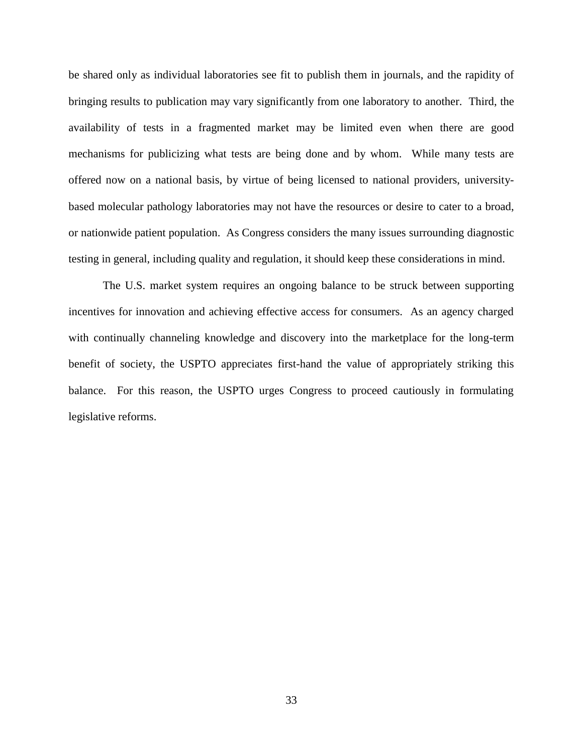be shared only as individual laboratories see fit to publish them in journals, and the rapidity of bringing results to publication may vary significantly from one laboratory to another. Third, the availability of tests in a fragmented market may be limited even when there are good mechanisms for publicizing what tests are being done and by whom. While many tests are offered now on a national basis, by virtue of being licensed to national providers, university-based molecular pathology laboratories may not have the resources or desire to cater to a broad, or nationwide patient population. As Congress considers the many issues surrounding diagnostic testing in general, including quality and regulation, it should keep these considerations in mind.

The U.S. market system requires an ongoing balance to be struck between supporting incentives for innovation and achieving effective access for consumers. As an agency charged with continually channeling knowledge and discovery into the marketplace for the long-term benefit of society, the USPTO appreciates first-hand the value of appropriately striking this balance. For this reason, the USPTO urges Congress to proceed cautiously in formulating legislative reforms.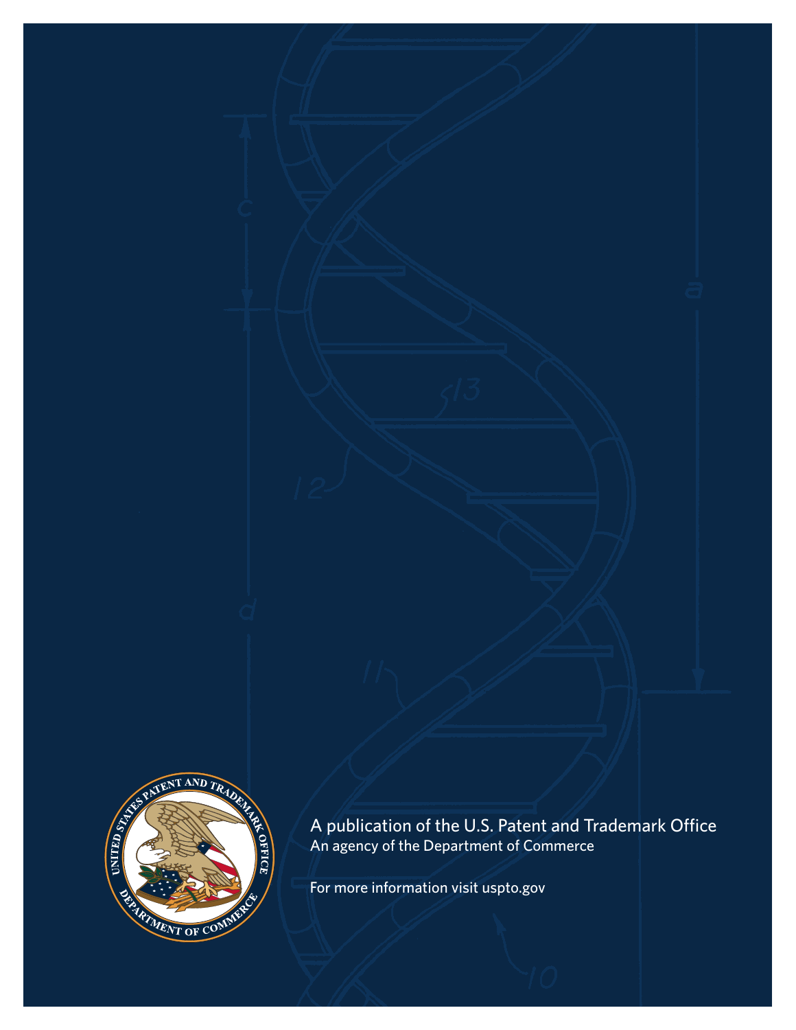A publication of the U.S. Patent and Trademark Office
An agency of the Department of Commerce

For more information visit uspto.gov